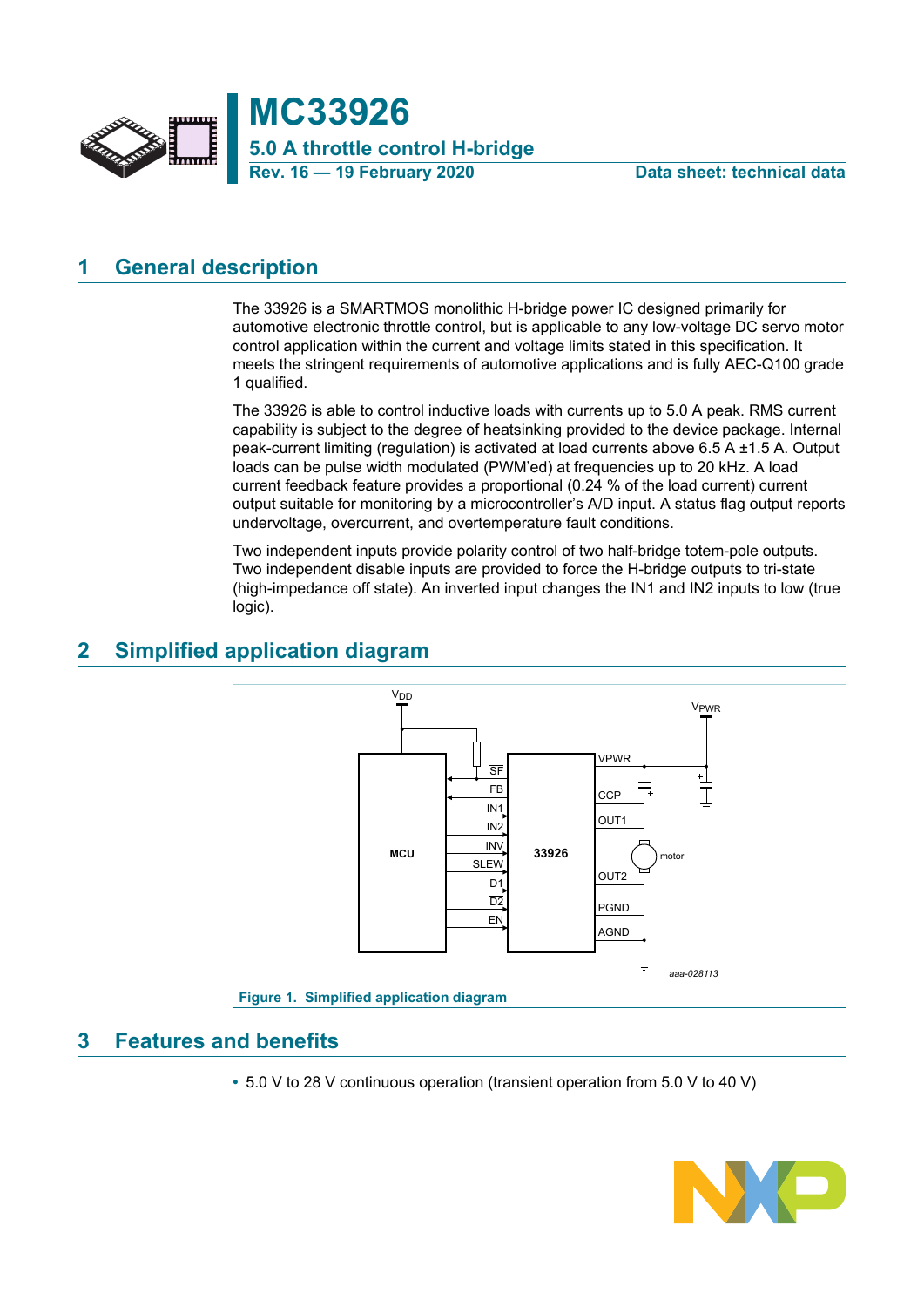# MC33926

## 5.0 A throttle control H-bridge

**Rev. 16 — 19 February 2020** **Data sheet: technical data**

## 1 General description

The 33926 is a SMARTMOS monolithic H-bridge power IC designed primarily for automotive electronic throttle control, but is applicable to any low-voltage DC servo motor control application within the current and voltage limits stated in this specification. It meets the stringent requirements of automotive applications and is fully AEC-Q100 grade 1 qualified.

The 33926 is able to control inductive loads with currents up to 5.0 A peak. RMS current capability is subject to the degree of heatsinking provided to the device package. Internal peak-current limiting (regulation) is activated at load currents above 6.5 A ±1.5 A. Output loads can be pulse width modulated (PWM'ed) at frequencies up to 20 kHz. A load current feedback feature provides a proportional (0.24 % of the load current) current output suitable for monitoring by a microcontroller's A/D input. A status flag output reports undervoltage, overcurrent, and overtemperature fault conditions.

Two independent inputs provide polarity control of two half-bridge totem-pole outputs. Two independent disable inputs are provided to force the H-bridge outputs to tri-state (high-impedance off state). An inverted input changes the IN1 and IN2 inputs to low (true logic).

## 2 Simplified application diagram

$V_{DD}$

$V_{PWR}$

MCU

33926

SF

FB

IN1

IN2

INV

SLEW

D1

D2

EN

VPWR

CCP

OUT1

OUT2

PGND

AGND

motor

aaa-028113

Figure 1. Simplified application diagram

## 3 Features and benefits

- 5.0 V to 28 V continuous operation (transient operation from 5.0 V to 40 V)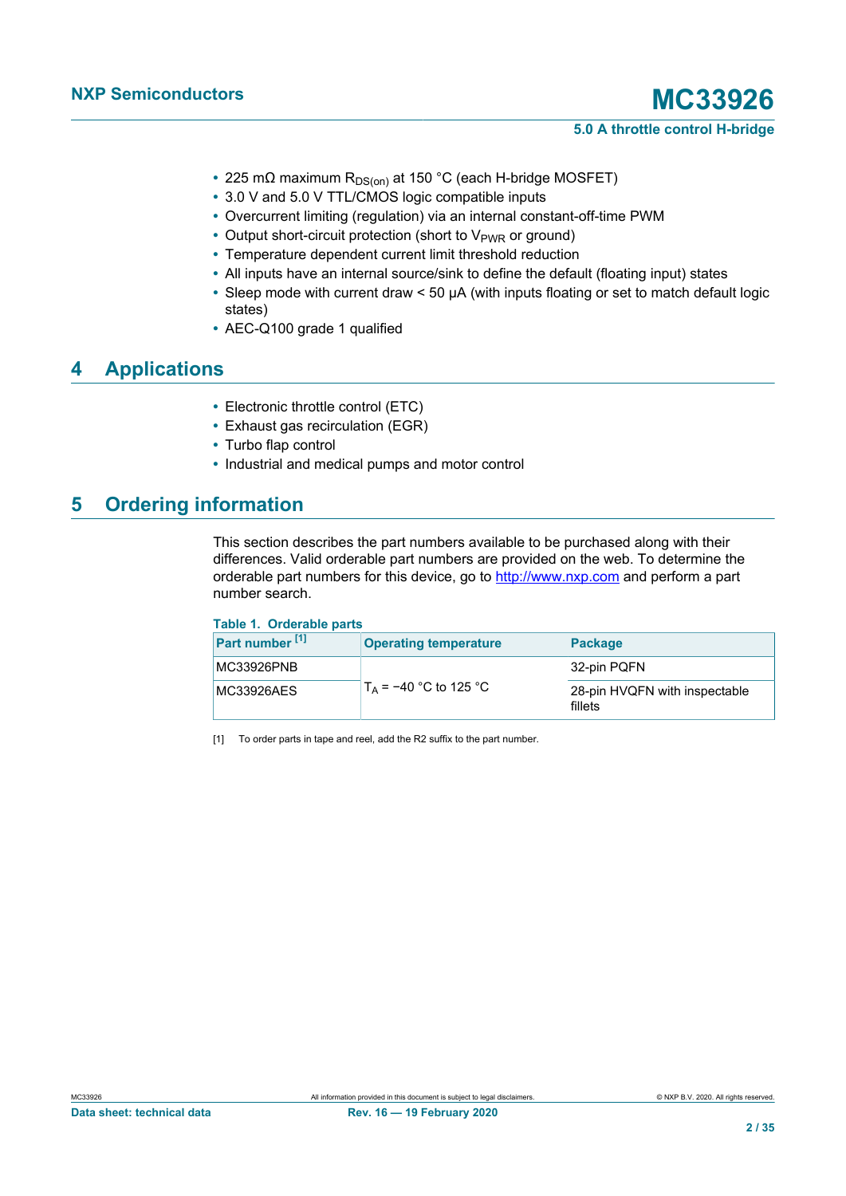- 225 mΩ maximum $R_{DS(on)}$ at 150 °C (each H-bridge MOSFET)
- 3.0 V and 5.0 V TTL/CMOS logic compatible inputs
- Overcurrent limiting (regulation) via an internal constant-off-time PWM
- Output short-circuit protection (short to $V_{PWR}$ or ground)
- Temperature dependent current limit threshold reduction
- All inputs have an internal source/sink to define the default (floating input) states
- Sleep mode with current draw < 50 µA (with inputs floating or set to match default logic states)
- AEC-Q100 grade 1 qualified

# 4 Applications

- Electronic throttle control (ETC)
- Exhaust gas recirculation (EGR)
- Turbo flap control
- Industrial and medical pumps and motor control

# 5 Ordering information

This section describes the part numbers available to be purchased along with their differences. Valid orderable part numbers are provided on the web. To determine the orderable part numbers for this device, go to http://www.nxp.com and perform a part number search.

**Table 1. Orderable parts**

| Part number [1] | Operating temperature | Package |
|---|---|---|
| MC33926PNB | $T_A$ = −40 °C to 125 °C | 32-pin PQFN |
| MC33926AES | | 28-pin HVQFN with inspectable fillets |

[1] To order parts in tape and reel, add the R2 suffix to the part number.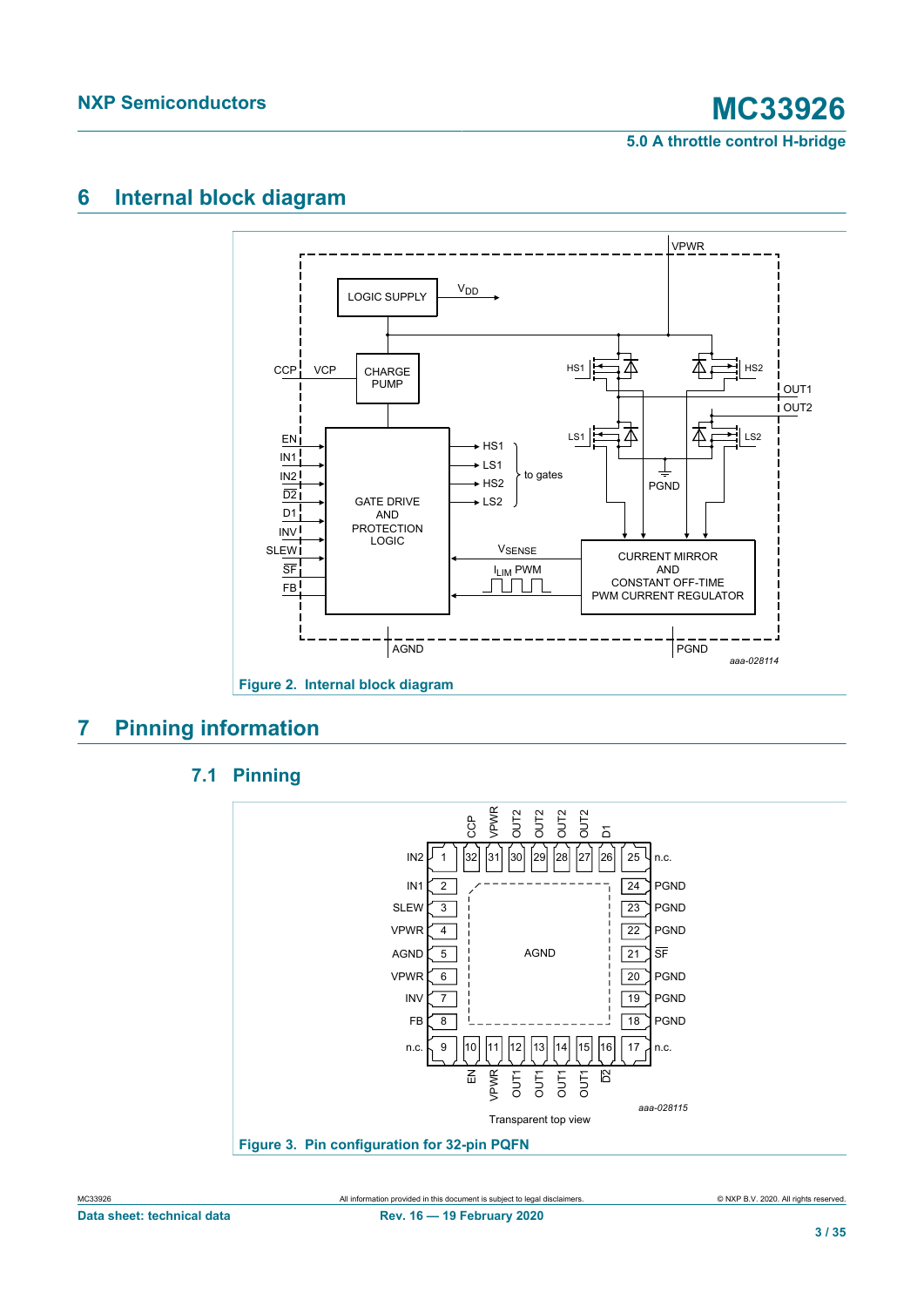## 6 Internal block diagram

VPWR

LOGIC SUPPLY

$V_{DD}$

CCP

VCP

CHARGE PUMP

HS1

HS2

OUT1

OUT2

LS1

LS2

EN

IN1

IN2

D2

D1

INV

SLEW

SF

FB

GATE DRIVE AND PROTECTION LOGIC

HS1

LS1

HS2

LS2

to gates

PGND

$V_{SENSE}$

$I_{LIM}$ PWM

CURRENT MIRROR AND CONSTANT OFF-TIME PWM CURRENT REGULATOR

AGND

PGND

aaa-028114

Figure 2. Internal block diagram

## 7 Pinning information

### 7.1 Pinning

CCP

VPWR

OUT2

OUT2

OUT2

OUT2

D1

IN2 1

32

31

30

29

28

27

26

25 n.c.

IN1 2

24 PGND

SLEW 3

23 PGND

VPWR 4

22 PGND

AGND 5

21 SF

VPWR 6

20 PGND

INV 7

19 PGND

FB 8

18 PGND

n.c. 9

10

11

12

13

14

15

16

17 n.c.

AGND

EN

VPWR

OUT1

OUT1

OUT1

OUT1

D2

aaa-028115

Transparent top view

Figure 3. Pin configuration for 32-pin PQFN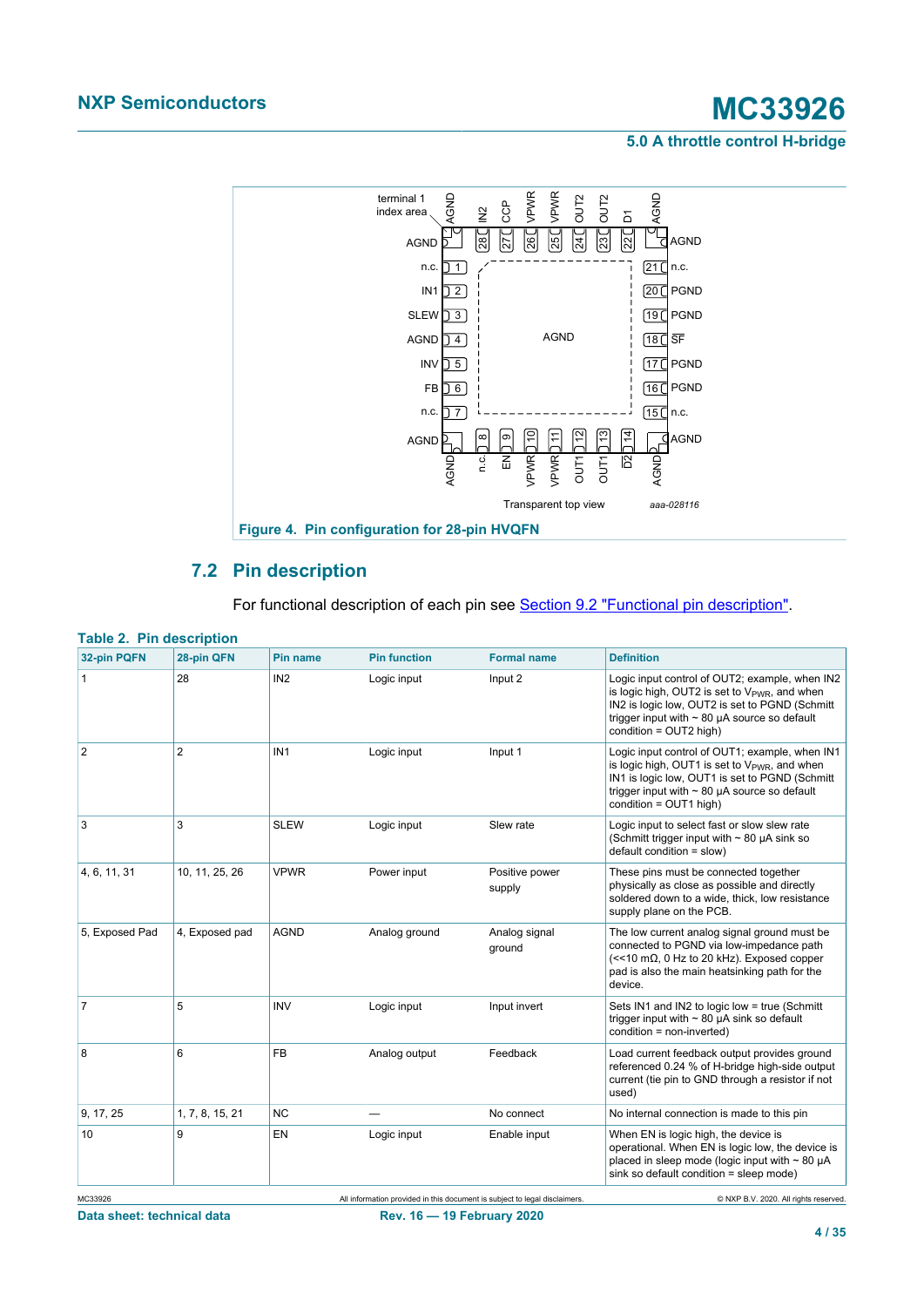terminal 1 index area

AGND IN2 CCP VPWR VPWR OUT2 OUT2 D1 AGND

28 27 26 25 24 23 22

AGND

n.c. 1

IN1 2

SLEW 3

AGND 4

INV 5

FB 6

n.c. 7

AGND

21 n.c.

20 PGND

19 PGND

18 $\overline{\text{SF}}$

17 PGND

16 PGND

15 n.c.

AGND

AGND

8 9 10 11 12 13 14

AGND n.c. EN VPWR VPWR OUT1 OUT1 D2 AGND

Transparent top view

aaa-028116

**Figure 4. Pin configuration for 28-pin HVQFN**

## 7.2 Pin description

For functional description of each pin see Section 9.2 "Functional pin description".

**Table 2. Pin description**

| 32-pin PQFN | 28-pin QFN | Pin name | Pin function | Formal name | Definition |
|---|---|---|---|---|---|
| 1 | 28 | IN2 | Logic input | Input 2 | Logic input control of OUT2; example, when IN2 is logic high, OUT2 is set to $V_{PWR}$, and when IN2 is logic low, OUT2 is set to PGND (Schmitt trigger input with ~ 80 µA source so default condition = OUT2 high) |
| 2 | 2 | IN1 | Logic input | Input 1 | Logic input control of OUT1; example, when IN1 is logic high, OUT1 is set to $V_{PWR}$, and when IN1 is logic low, OUT1 is set to PGND (Schmitt trigger input with ~ 80 µA source so default condition = OUT1 high) |
| 3 | 3 | SLEW | Logic input | Slew rate | Logic input to select fast or slow slew rate (Schmitt trigger input with ~ 80 µA sink so default condition = slow) |
| 4, 6, 11, 31 | 10, 11, 25, 26 | VPWR | Power input | Positive power supply | These pins must be connected together physically as close as possible and directly soldered down to a wide, thick, low resistance supply plane on the PCB. |
| 5, Exposed Pad | 4, Exposed pad | AGND | Analog ground | Analog signal ground | The low current analog signal ground must be connected to PGND via low-impedance path (<<10 mΩ, 0 Hz to 20 kHz). Exposed copper pad is also the main heatsinking path for the device. |
| 7 | 5 | INV | Logic input | Input invert | Sets IN1 and IN2 to logic low = true (Schmitt trigger input with ~ 80 µA sink so default condition = non-inverted) |
| 8 | 6 | FB | Analog output | Feedback | Load current feedback output provides ground referenced 0.24 % of H-bridge high-side output current (tie pin to GND through a resistor if not used) |
| 9, 17, 25 | 1, 7, 8, 15, 21 | NC | — | No connect | No internal connection is made to this pin |
| 10 | 9 | EN | Logic input | Enable input | When EN is logic high, the device is operational. When EN is logic low, the device is placed in sleep mode (logic input with ~ 80 µA sink so default condition = sleep mode) |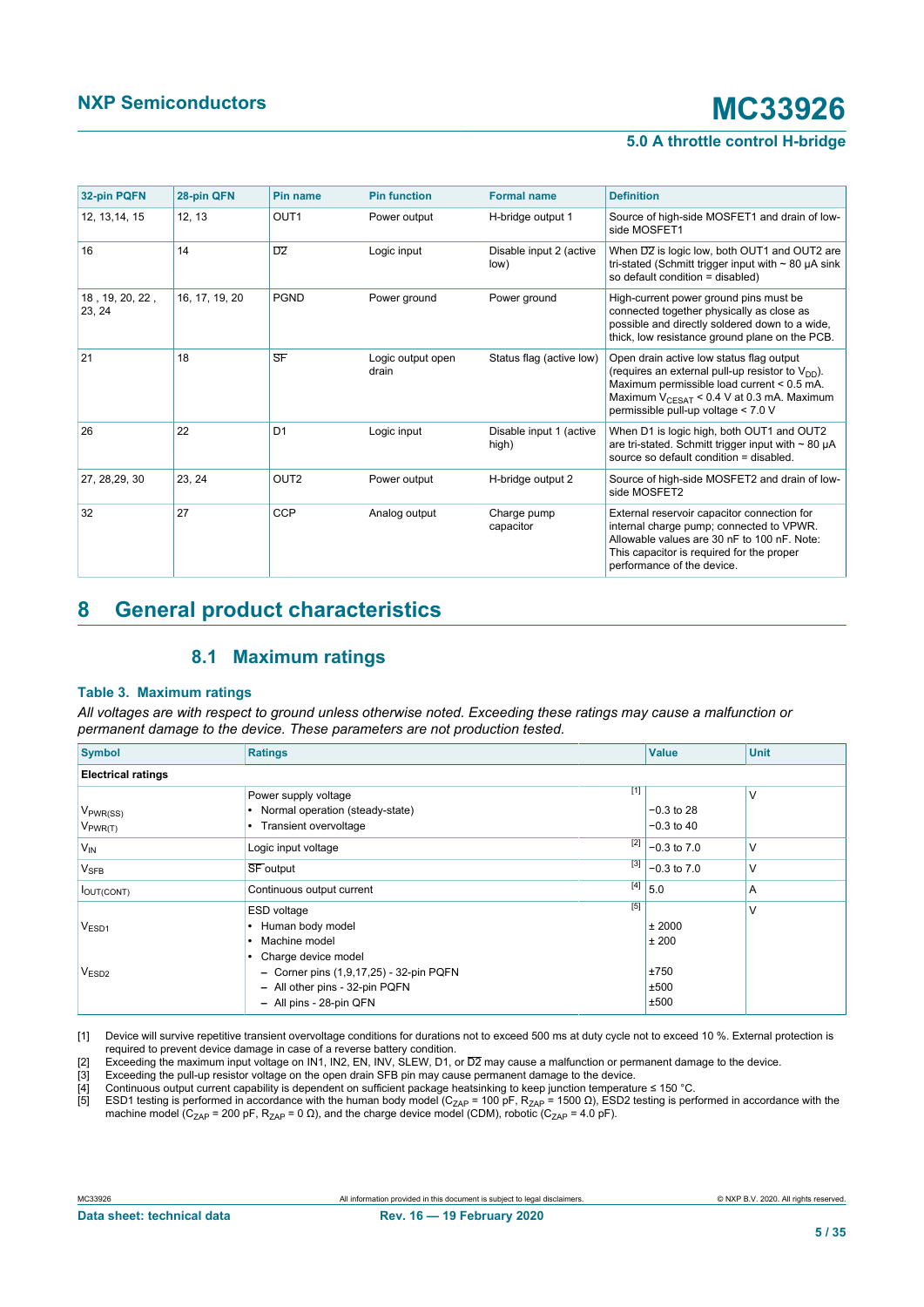| 32-pin PQFN | 28-pin QFN | Pin name | Pin function | Formal name | Definition |
|---|---|---|---|---|---|
| 12, 13,14, 15 | 12, 13 | OUT1 | Power output | H-bridge output 1 | Source of high-side MOSFET1 and drain of low-side MOSFET1 |
| 16 | 14 | $\overline{D2}$ | Logic input | Disable input 2 (active low) | When $\overline{D2}$ is logic low, both OUT1 and OUT2 are tri-stated (Schmitt trigger input with ~ 80 µA sink so default condition = disabled) |
| 18 , 19, 20, 22 , 23, 24 | 16, 17, 19, 20 | PGND | Power ground | Power ground | High-current power ground pins must be connected together physically as close as possible and directly soldered down to a wide, thick, low resistance ground plane on the PCB. |
| 21 | 18 | $\overline{SF}$ | Logic output open drain | Status flag (active low) | Open drain active low status flag output (requires an external pull-up resistor to $V_{DD}$). Maximum permissible load current < 0.5 mA. Maximum $V_{CESAT}$ < 0.4 V at 0.3 mA. Maximum permissible pull-up voltage < 7.0 V |
| 26 | 22 | D1 | Logic input | Disable input 1 (active high) | When D1 is logic high, both OUT1 and OUT2 are tri-stated. Schmitt trigger input with ~ 80 µA source so default condition = disabled. |
| 27, 28,29, 30 | 23, 24 | OUT2 | Power output | H-bridge output 2 | Source of high-side MOSFET2 and drain of low-side MOSFET2 |
| 32 | 27 | CCP | Analog output | Charge pump capacitor | External reservoir capacitor connection for internal charge pump; connected to VPWR. Allowable values are 30 nF to 100 nF. Note: This capacitor is required for the proper performance of the device. |

# 8 General product characteristics

## 8.1 Maximum ratings

**Table 3. Maximum ratings**

*All voltages are with respect to ground unless otherwise noted. Exceeding these ratings may cause a malfunction or permanent damage to the device. These parameters are not production tested.*

| Symbol | Ratings | Value | Unit |
|---|---|---|---|
| **Electrical ratings** | | | |
| <br>$V_{PWR(SS)}$<br>$V_{PWR(T)}$ | Power supply voltage [1]<br>• Normal operation (steady-state)<br>• Transient overvoltage | <br>−0.3 to 28<br>−0.3 to 40 | V |
| $V_{IN}$ | Logic input voltage [2] | −0.3 to 7.0 | V |
| $V_{SFB}$ | $\overline{SF}$ output [3] | −0.3 to 7.0 | V |
| $I_{OUT(CONT)}$ | Continuous output current [4] | 5.0 | A |
| <br>$V_{ESD1}$<br><br><br>$V_{ESD2}$ | ESD voltage [5]<br>• Human body model<br>• Machine model<br>• Charge device model<br>– Corner pins (1,9,17,25) - 32-pin PQFN<br>– All other pins - 32-pin PQFN<br>– All pins - 28-pin QFN | <br>± 2000<br>± 200<br><br>±750<br>±500<br>±500 | V |

[1] Device will survive repetitive transient overvoltage conditions for durations not to exceed 500 ms at duty cycle not to exceed 10 %. External protection is required to prevent device damage in case of a reverse battery condition.
[2] Exceeding the maximum input voltage on IN1, IN2, EN, INV, SLEW, D1, or $\overline{D2}$ may cause a malfunction or permanent damage to the device.
[3] Exceeding the pull-up resistor voltage on the open drain SFB pin may cause permanent damage to the device.
[4] Continuous output current capability is dependent on sufficient package heatsinking to keep junction temperature ≤ 150 °C.
[5] ESD1 testing is performed in accordance with the human body model ($C_{ZAP}$ = 100 pF, $R_{ZAP}$ = 1500 Ω), ESD2 testing is performed in accordance with the machine model ($C_{ZAP}$ = 200 pF, $R_{ZAP}$ = 0 Ω), and the charge device model (CDM), robotic ($C_{ZAP}$ = 4.0 pF).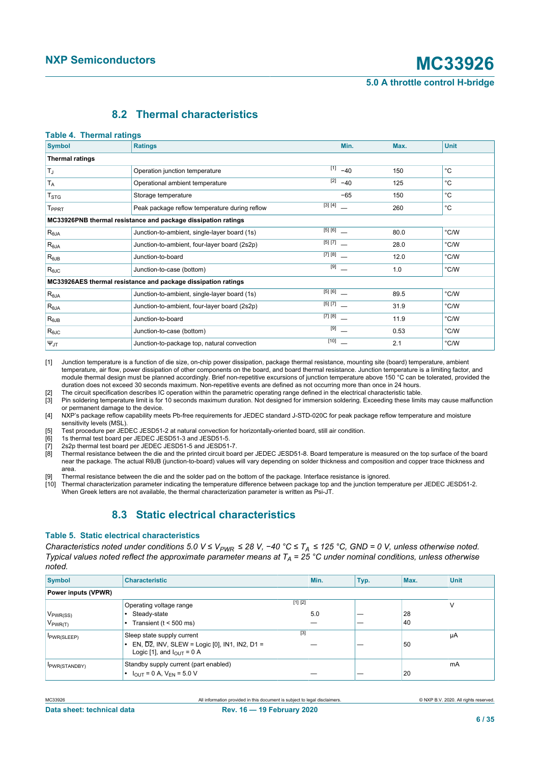## 8.2 Thermal characteristics

**Table 4. Thermal ratings**

| Symbol | Ratings | | Min. | Max. | Unit |
|---|---|---|---|---|---|
| **Thermal ratings** | | | | | |
| $T_J$ | Operation junction temperature | [1] | −40 | 150 | °C |
| $T_A$ | Operational ambient temperature | [2] | −40 | 125 | °C |
| $T_{STG}$ | Storage temperature | | −65 | 150 | °C |
| $T_{PPRT}$ | Peak package reflow temperature during reflow | [3] [4] | — | 260 | °C |
| **MC33926PNB thermal resistance and package dissipation ratings** | | | | | |
| $R_{\theta JA}$ | Junction-to-ambient, single-layer board (1s) | [5] [6] | — | 80.0 | °C/W |
| $R_{\theta JA}$ | Junction-to-ambient, four-layer board (2s2p) | [5] [7] | — | 28.0 | °C/W |
| $R_{\theta JB}$ | Junction-to-board | [7] [8] | — | 12.0 | °C/W |
| $R_{\theta JC}$ | Junction-to-case (bottom) | [9] | — | 1.0 | °C/W |
| **MC33926AES thermal resistance and package dissipation ratings** | | | | | |
| $R_{\theta JA}$ | Junction-to-ambient, single-layer board (1s) | [5] [6] | — | 89.5 | °C/W |
| $R_{\theta JA}$ | Junction-to-ambient, four-layer board (2s2p) | [5] [7] | — | 31.9 | °C/W |
| $R_{\theta JB}$ | Junction-to-board | [7] [8] | — | 11.9 | °C/W |
| $R_{\theta JC}$ | Junction-to-case (bottom) | [9] | — | 0.53 | °C/W |
| $\Psi_{JT}$ | Junction-to-package top, natural convection | [10] | — | 2.1 | °C/W |

[1] Junction temperature is a function of die size, on-chip power dissipation, package thermal resistance, mounting site (board) temperature, ambient temperature, air flow, power dissipation of other components on the board, and board thermal resistance. Junction temperature is a limiting factor, and module thermal design must be planned accordingly. Brief non-repetitive excursions of junction temperature above 150 °C can be tolerated, provided the duration does not exceed 30 seconds maximum. Non-repetitive events are defined as not occurring more than once in 24 hours.

[2] The circuit specification describes IC operation within the parametric operating range defined in the electrical characteristic table.

[3] Pin soldering temperature limit is for 10 seconds maximum duration. Not designed for immersion soldering. Exceeding these limits may cause malfunction or permanent damage to the device.

[4] NXP's package reflow capability meets Pb-free requirements for JEDEC standard J-STD-020C for peak package reflow temperature and moisture sensitivity levels (MSL).

[5] Test procedure per JEDEC JESD51-2 at natural convection for horizontally-oriented board, still air condition.

[6] 1s thermal test board per JEDEC JESD51-3 and JESD51-5.

[7] 2s2p thermal test board per JEDEC JESD51-5 and JESD51-7.

[8] Thermal resistance between the die and the printed circuit board per JEDEC JESD51-8. Board temperature is measured on the top surface of the board near the package. The actual RθJB (junction-to-board) values will vary depending on solder thickness and composition and copper trace thickness and area.

[9] Thermal resistance between the die and the solder pad on the bottom of the package. Interface resistance is ignored.

[10] Thermal characterization parameter indicating the temperature difference between package top and the junction temperature per JEDEC JESD51-2. When Greek letters are not available, the thermal characterization parameter is written as Psi-JT.

## 8.3 Static electrical characteristics

**Table 5. Static electrical characteristics**

*Characteristics noted under conditions 5.0 V ≤ $V_{PWR}$ ≤ 28 V, −40 °C ≤ $T_A$ ≤ 125 °C, GND = 0 V, unless otherwise noted. Typical values noted reflect the approximate parameter means at $T_A$ = 25 °C under nominal conditions, unless otherwise noted.*

| Symbol | Characteristic | | Min. | Typ. | Max. | Unit |
|---|---|---|---|---|---|---|
| **Power inputs (VPWR)** | | | | | | |
| $V_{PWR(SS)}$<br>$V_{PWR(T)}$ | Operating voltage range<br>• Steady-state<br>• Transient (t < 500 ms) | [1] [2] | <br>5.0<br>— | <br>—<br>— | <br>28<br>40 | V |
| $I_{PWR(SLEEP)}$ | Sleep state supply current<br>• EN, $\overline{D2}$, INV, SLEW = Logic [0], IN1, IN2, D1 = Logic [1], and $I_{OUT}$ = 0 A | [3] | — | — | 50 | µA |
| $I_{PWR(STANDBY)}$ | Standby supply current (part enabled)<br>• $I_{OUT}$ = 0 A, $V_{EN}$ = 5.0 V | | — | — | 20 | mA |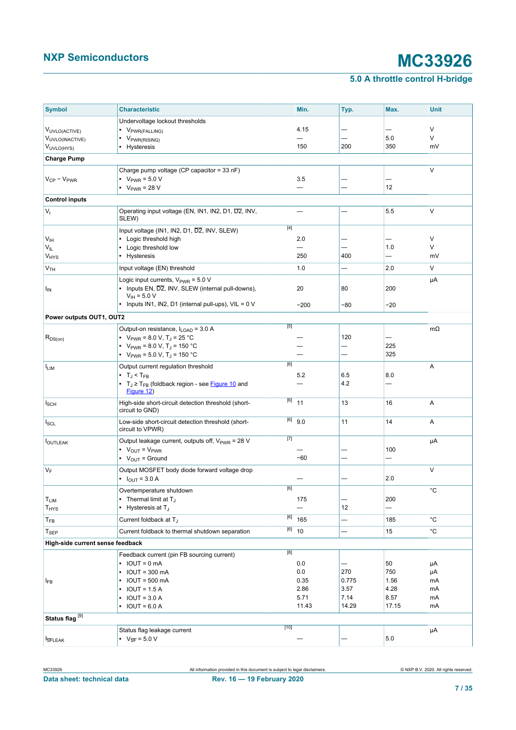| Symbol | Characteristic | Min. | Typ. | Max. | Unit |
|---|---|---|---|---|---|
| <br>$V_{UVLO(ACTIVE)}$<br>$V_{UVLO(INACTIVE)}$<br>$V_{UVLO(HYS)}$ | Undervoltage lockout thresholds<br>• $V_{PWR(FALLING)}$<br>• $V_{PWR(RISING)}$<br>• Hysteresis | <br>4.15<br>—<br>150 | <br>—<br>—<br>200 | <br>—<br>5.0<br>350 | <br>V<br>V<br>mV |
| **Charge Pump** | | | | | |
| $V_{CP} - V_{PWR}$ | Charge pump voltage (CP capacitor = 33 nF)<br>• $V_{PWR}$ = 5.0 V<br>• $V_{PWR}$ = 28 V | <br>3.5<br>— | <br>—<br>— | <br>—<br>12 | V |
| **Control inputs** | | | | | |
| $V_I$ | Operating input voltage (EN, IN1, IN2, D1, $\overline{D2}$, INV, SLEW) | — | — | 5.5 | V |
| <br>$V_{IH}$<br>$V_{IL}$<br>$V_{HYS}$ | Input voltage (IN1, IN2, D1, $\overline{D2}$, INV, SLEW) [4]<br>• Logic threshold high<br>• Logic threshold low<br>• Hysteresis | <br>2.0<br>—<br>250 | <br>—<br>—<br>400 | <br>—<br>1.0<br>— | <br>V<br>V<br>mV |
| $V_{TH}$ | Input voltage (EN) threshold | 1.0 | — | 2.0 | V |
| $I_{IN}$ | Logic input currents, $V_{PWR}$ = 5.0 V<br>• Inputs EN, $\overline{D2}$, INV, SLEW (internal pull-downs), $V_{IH}$ = 5.0 V<br>• Inputs IN1, IN2, D1 (internal pull-ups), VIL = 0 V | <br>20<br><br>−200 | <br>80<br><br>−80 | <br>200<br><br>−20 | μA |
| **Power outputs OUT1, OUT2** | | | | | |
| $R_{DS(on)}$ | Output-on resistance, $I_{LOAD}$ = 3.0 A [5]<br>• $V_{PWR}$ = 8.0 V, $T_J$ = 25 °C<br>• $V_{PWR}$ = 8.0 V, $T_J$ = 150 °C<br>• $V_{PWR}$ = 5.0 V, $T_J$ = 150 °C | <br>—<br>—<br>— | <br>120<br>—<br>— | <br>—<br>225<br>325 | mΩ |
| $I_{LIM}$ | Output current regulation threshold [6]<br>• $T_J < T_{FB}$<br>• $T_J \geq T_{FB}$ (foldback region - see Figure 10 and Figure 12) | <br>5.2<br>— | <br>6.5<br>4.2 | <br>8.0<br>— | A |
| $I_{SCH}$ | High-side short-circuit detection threshold (short-circuit to GND) [6] | 11 | 13 | 16 | A |
| $I_{SCL}$ | Low-side short-circuit detection threshold (short-circuit to VPWR) [6] | 9.0 | 11 | 14 | A |
| $I_{OUTLEAK}$ | Output leakage current, outputs off, $V_{PWR}$ = 28 V [7]<br>• $V_{OUT} = V_{PWR}$<br>• $V_{OUT}$ = Ground | <br>—<br>−60 | <br>—<br>— | <br>100<br>— | μA |
| $V_F$ | Output MOSFET body diode forward voltage drop<br>• $I_{OUT}$ = 3.0 A | <br>— | <br>— | <br>2.0 | V |
| <br>$T_{LIM}$<br>$T_{HYS}$ | Overtemperature shutdown [6]<br>• Thermal limit at $T_J$<br>• Hysteresis at $T_J$ | <br>175<br>— | <br>—<br>12 | <br>200<br>— | °C |
| $T_{FB}$ | Current foldback at $T_J$ [6] | 165 | — | 185 | °C |
| $T_{SEP}$ | Current foldback to thermal shutdown separation [6] | 10 | — | 15 | °C |
| **High-side current sense feedback** | | | | | |
| $I_{FB}$ | Feedback current (pin FB sourcing current) [8]<br>• IOUT = 0 mA<br>• IOUT = 300 mA<br>• IOUT = 500 mA<br>• IOUT = 1.5 A<br>• IOUT = 3.0 A<br>• IOUT = 6.0 A | <br>0.0<br>0.0<br>0.35<br>2.86<br>5.71<br>11.43 | <br>—<br>270<br>0.775<br>3.57<br>7.14<br>14.29 | <br>50<br>750<br>1.56<br>4.28<br>8.57<br>17.15 | <br>μA<br>μA<br>mA<br>mA<br>mA<br>mA |
| **Status flag [9]** | | | | | |
| $I_{\overline{SF}LEAK}$ | Status flag leakage current [10]<br>• $V_{\overline{SF}}$ = 5.0 V | <br>— | <br>— | <br>5.0 | μA |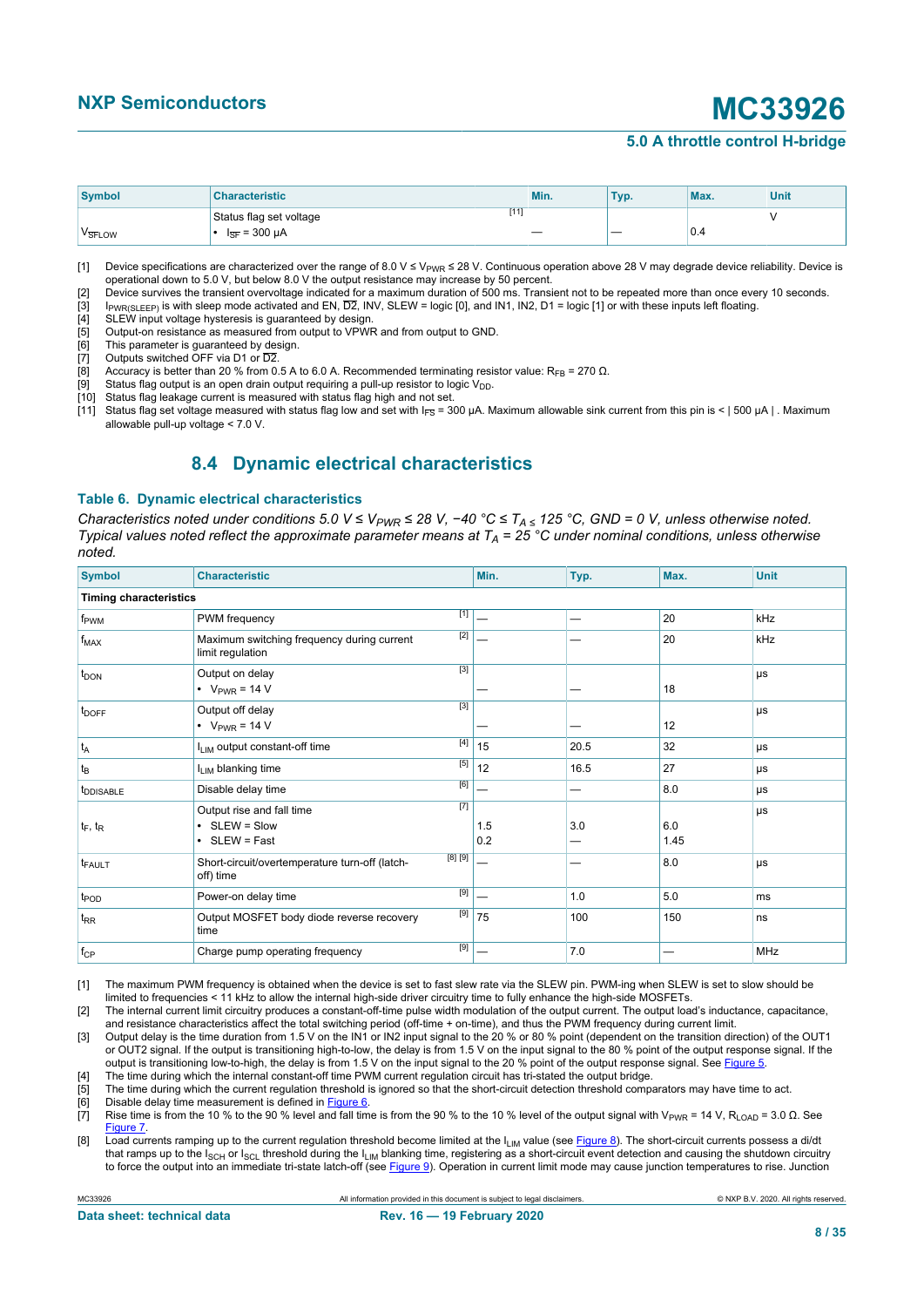| Symbol | Characteristic | Min. | Typ. | Max. | Unit |
|---|---|---|---|---|---|
| $V_{\overline{SF}LOW}$ | Status flag set voltage [11]<br>• $I_{\overline{SF}}$ = 300 μA | — | — | 0.4 | V |

[1] Device specifications are characterized over the range of 8.0 V ≤ $V_{PWR}$ ≤ 28 V. Continuous operation above 28 V may degrade device reliability. Device is operational down to 5.0 V, but below 8.0 V the output resistance may increase by 50 percent.
[2] Device survives the transient overvoltage indicated for a maximum duration of 500 ms. Transient not to be repeated more than once every 10 seconds.
[3] $I_{PWR(SLEEP)}$ is with sleep mode activated and EN, $\overline{D2}$, INV, SLEW = logic [0], and IN1, IN2, D1 = logic [1] or with these inputs left floating.
[4] SLEW input voltage hysteresis is guaranteed by design.
[5] Output-on resistance as measured from output to VPWR and from output to GND.
[6] This parameter is guaranteed by design.
[7] Outputs switched OFF via D1 or $\overline{D2}$.
[8] Accuracy is better than 20 % from 0.5 A to 6.0 A. Recommended terminating resistor value: $R_{FB}$ = 270 Ω.
[9] Status flag output is an open drain output requiring a pull-up resistor to logic $V_{DD}$.
[10] Status flag leakage current is measured with status flag high and not set.
[11] Status flag set voltage measured with status flag low and set with $I_{\overline{FS}}$ = 300 μA. Maximum allowable sink current from this pin is < | 500 μA | . Maximum allowable pull-up voltage < 7.0 V.

## 8.4 Dynamic electrical characteristics

### Table 6. Dynamic electrical characteristics

*Characteristics noted under conditions 5.0 V ≤ $V_{PWR}$ ≤ 28 V, −40 °C ≤ $T_A$ ≤ 125 °C, GND = 0 V, unless otherwise noted. Typical values noted reflect the approximate parameter means at $T_A$ = 25 °C under nominal conditions, unless otherwise noted.*

| Symbol | Characteristic | Min. | Typ. | Max. | Unit |
|---|---|---|---|---|---|
| **Timing characteristics** | | | | | |
| $f_{PWM}$ | PWM frequency [1] | — | — | 20 | kHz |
| $f_{MAX}$ | Maximum switching frequency during current limit regulation [2] | — | — | 20 | kHz |
| $t_{DON}$ | Output on delay [3]<br>• $V_{PWR}$ = 14 V | — | — | 18 | μs |
| $t_{DOFF}$ | Output off delay [3]<br>• $V_{PWR}$ = 14 V | — | — | 12 | μs |
| $t_A$ | $I_{LIM}$ output constant-off time [4] | 15 | 20.5 | 32 | μs |
| $t_B$ | $I_{LIM}$ blanking time [5] | 12 | 16.5 | 27 | μs |
| $t_{DDISABLE}$ | Disable delay time [6] | — | — | 8.0 | μs |
| $t_F$, $t_R$ | Output rise and fall time [7]<br>• SLEW = Slow<br>• SLEW = Fast | <br>1.5<br>0.2 | <br>3.0<br>— | <br>6.0<br>1.45 | μs |
| $t_{FAULT}$ | Short-circuit/overtemperature turn-off (latch-off) time [8] [9] | — | — | 8.0 | μs |
| $t_{POD}$ | Power-on delay time [9] | — | 1.0 | 5.0 | ms |
| $t_{RR}$ | Output MOSFET body diode reverse recovery time [9] | 75 | 100 | 150 | ns |
| $f_{CP}$ | Charge pump operating frequency [9] | — | 7.0 | — | MHz |

[1] The maximum PWM frequency is obtained when the device is set to fast slew rate via the SLEW pin. PWM-ing when SLEW is set to slow should be limited to frequencies < 11 kHz to allow the internal high-side driver circuitry time to fully enhance the high-side MOSFETs.
[2] The internal current limit circuitry produces a constant-off-time pulse width modulation of the output current. The output load's inductance, capacitance, and resistance characteristics affect the total switching period (off-time + on-time), and thus the PWM frequency during current limit.
[3] Output delay is the time duration from 1.5 V on the IN1 or IN2 input signal to the 20 % or 80 % point (dependent on the transition direction) of the OUT1 or OUT2 signal. If the output is transitioning high-to-low, the delay is from 1.5 V on the input signal to the 80 % point of the output response signal. If the output is transitioning low-to-high, the delay is from 1.5 V on the input signal to the 20 % point of the output response signal. See Figure 5.
[4] The time during which the internal constant-off time PWM current regulation circuit has tri-stated the output bridge.
[5] The time during which the current regulation threshold is ignored so that the short-circuit detection threshold comparators may have time to act.
[6] Disable delay time measurement is defined in Figure 6.
[7] Rise time is from the 10 % to the 90 % level and fall time is from the 90 % to the 10 % level of the output signal with $V_{PWR}$ = 14 V, $R_{LOAD}$ = 3.0 Ω. See Figure 7.
[8] Load currents ramping up to the current regulation threshold become limited at the $I_{LIM}$ value (see Figure 8). The short-circuit currents possess a di/dt that ramps up to the $I_{SCH}$ or $I_{SCL}$ threshold during the $I_{LIM}$ blanking time, registering as a short-circuit event detection and causing the shutdown circuitry to force the output into an immediate tri-state latch-off (see Figure 9). Operation in current limit mode may cause junction temperatures to rise. Junction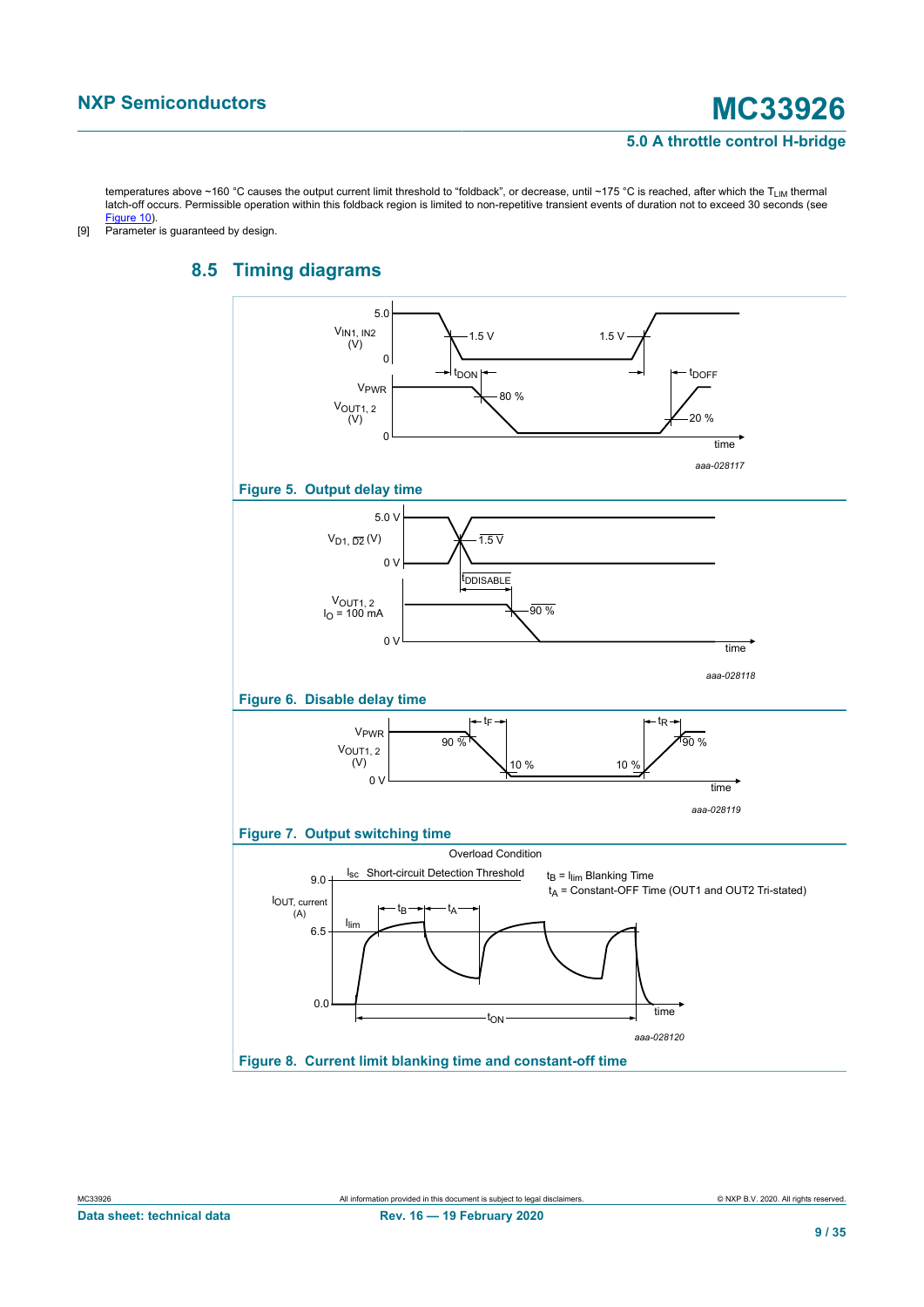temperatures above ~160 °C causes the output current limit threshold to "foldback", or decrease, until ~175 °C is reached, after which the $T_{LIM}$ thermal latch-off occurs. Permissible operation within this foldback region is limited to non-repetitive transient events of duration not to exceed 30 seconds (see Figure 10).

[9] Parameter is guaranteed by design.

## 8.5 Timing diagrams

5.0

$V_{IN1, IN2}$ (V)

0

1.5 V

1.5 V

$t_{DON}$

$t_{DOFF}$

$V_{PWR}$

$V_{OUT1, 2}$ (V)

80 %

20 %

0

time

aaa-028117

**Figure 5. Output delay time**

5.0 V

$V_{D1, \overline{D2}}$ (V)

1.5 V

0 V

$t_{DDISABLE}$

$V_{OUT1, 2}$

$I_O$ = 100 mA

90 %

0 V

time

aaa-028118

**Figure 6. Disable delay time**

$t_F$

$t_R$

$V_{PWR}$

$V_{OUT1, 2}$ (V)

90 %

90 %

10 %

10 %

0 V

time

aaa-028119

**Figure 7. Output switching time**

Overload Condition

9.0

$I_{SC}$ Short-circuit Detection Threshold

$t_B$ = $I_{lim}$ Blanking Time

$t_A$ = Constant-OFF Time (OUT1 and OUT2 Tri-stated)

$I_{OUT, current}$ (A)

$t_B$

$t_A$

$I_{lim}$

6.5

0.0

$t_{ON}$

time

aaa-028120

**Figure 8. Current limit blanking time and constant-off time**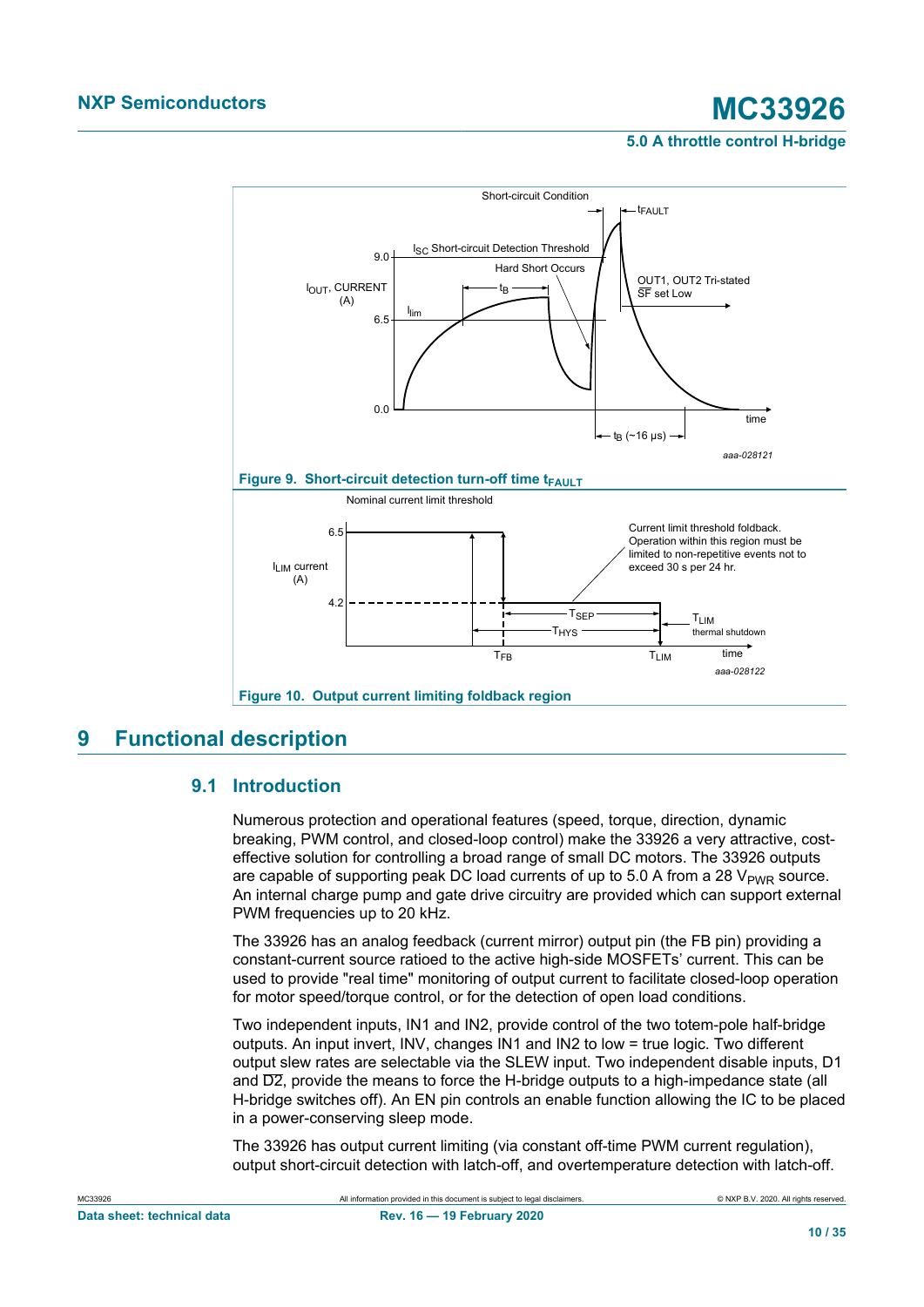Short-circuit Condition

$t_{FAULT}$

$I_{SC}$ Short-circuit Detection Threshold

9.0

Hard Short Occurs

$I_{OUT}$, CURRENT (A)

$t_B$

OUT1, OUT2 Tri-stated

$\overline{SF}$ set Low

$I_{lim}$

6.5

0.0

time

$t_B$ (~16 µs)

aaa-028121

**Figure 9. Short-circuit detection turn-off time $t_{FAULT}$**

Nominal current limit threshold

6.5

Current limit threshold foldback. Operation within this region must be limited to non-repetitive events not to exceed 30 s per 24 hr.

$I_{LIM}$ current (A)

4.2

$T_{SEP}$

$T_{HYS}$

$T_{LIM}$ thermal shutdown

$T_{FB}$

$T_{LIM}$

time

aaa-028122

**Figure 10. Output current limiting foldback region**

# 9 Functional description

## 9.1 Introduction

Numerous protection and operational features (speed, torque, direction, dynamic breaking, PWM control, and closed-loop control) make the 33926 a very attractive, cost-effective solution for controlling a broad range of small DC motors. The 33926 outputs are capable of supporting peak DC load currents of up to 5.0 A from a 28 $V_{PWR}$ source. An internal charge pump and gate drive circuitry are provided which can support external PWM frequencies up to 20 kHz.

The 33926 has an analog feedback (current mirror) output pin (the FB pin) providing a constant-current source ratioed to the active high-side MOSFETs' current. This can be used to provide "real time" monitoring of output current to facilitate closed-loop operation for motor speed/torque control, or for the detection of open load conditions.

Two independent inputs, IN1 and IN2, provide control of the two totem-pole half-bridge outputs. An input invert, INV, changes IN1 and IN2 to low = true logic. Two different output slew rates are selectable via the SLEW input. Two independent disable inputs, D1 and $\overline{D2}$, provide the means to force the H-bridge outputs to a high-impedance state (all H-bridge switches off). An EN pin controls an enable function allowing the IC to be placed in a power-conserving sleep mode.

The 33926 has output current limiting (via constant off-time PWM current regulation), output short-circuit detection with latch-off, and overtemperature detection with latch-off.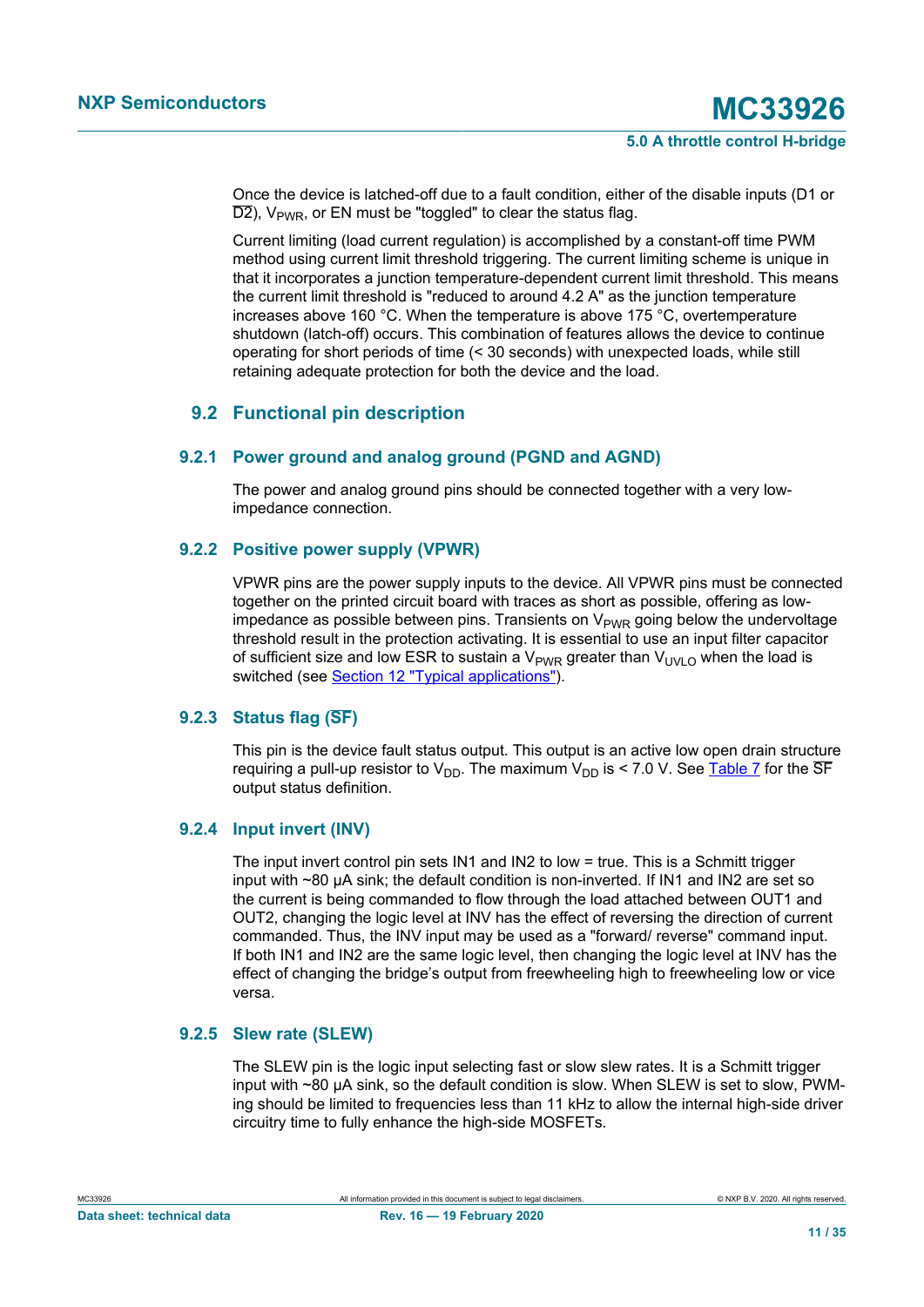Once the device is latched-off due to a fault condition, either of the disable inputs (D1 or $\overline{D2}$), $V_{PWR}$, or EN must be "toggled" to clear the status flag.

Current limiting (load current regulation) is accomplished by a constant-off time PWM method using current limit threshold triggering. The current limiting scheme is unique in that it incorporates a junction temperature-dependent current limit threshold. This means the current limit threshold is "reduced to around 4.2 A" as the junction temperature increases above 160 °C. When the temperature is above 175 °C, overtemperature shutdown (latch-off) occurs. This combination of features allows the device to continue operating for short periods of time (< 30 seconds) with unexpected loads, while still retaining adequate protection for both the device and the load.

## 9.2 Functional pin description

### 9.2.1 Power ground and analog ground (PGND and AGND)

The power and analog ground pins should be connected together with a very low-impedance connection.

### 9.2.2 Positive power supply (VPWR)

VPWR pins are the power supply inputs to the device. All VPWR pins must be connected together on the printed circuit board with traces as short as possible, offering as low-impedance as possible between pins. Transients on $V_{PWR}$ going below the undervoltage threshold result in the protection activating. It is essential to use an input filter capacitor of sufficient size and low ESR to sustain a $V_{PWR}$ greater than $V_{UVLO}$ when the load is switched (see Section 12 "Typical applications").

### 9.2.3 Status flag ($\overline{SF}$)

This pin is the device fault status output. This output is an active low open drain structure requiring a pull-up resistor to $V_{DD}$. The maximum $V_{DD}$ is < 7.0 V. See Table 7 for the $\overline{SF}$ output status definition.

### 9.2.4 Input invert (INV)

The input invert control pin sets IN1 and IN2 to low = true. This is a Schmitt trigger input with ~80 µA sink; the default condition is non-inverted. If IN1 and IN2 are set so the current is being commanded to flow through the load attached between OUT1 and OUT2, changing the logic level at INV has the effect of reversing the direction of current commanded. Thus, the INV input may be used as a "forward/ reverse" command input. If both IN1 and IN2 are the same logic level, then changing the logic level at INV has the effect of changing the bridge's output from freewheeling high to freewheeling low or vice versa.

### 9.2.5 Slew rate (SLEW)

The SLEW pin is the logic input selecting fast or slow slew rates. It is a Schmitt trigger input with ~80 µA sink, so the default condition is slow. When SLEW is set to slow, PWM-ing should be limited to frequencies less than 11 kHz to allow the internal high-side driver circuitry time to fully enhance the high-side MOSFETs.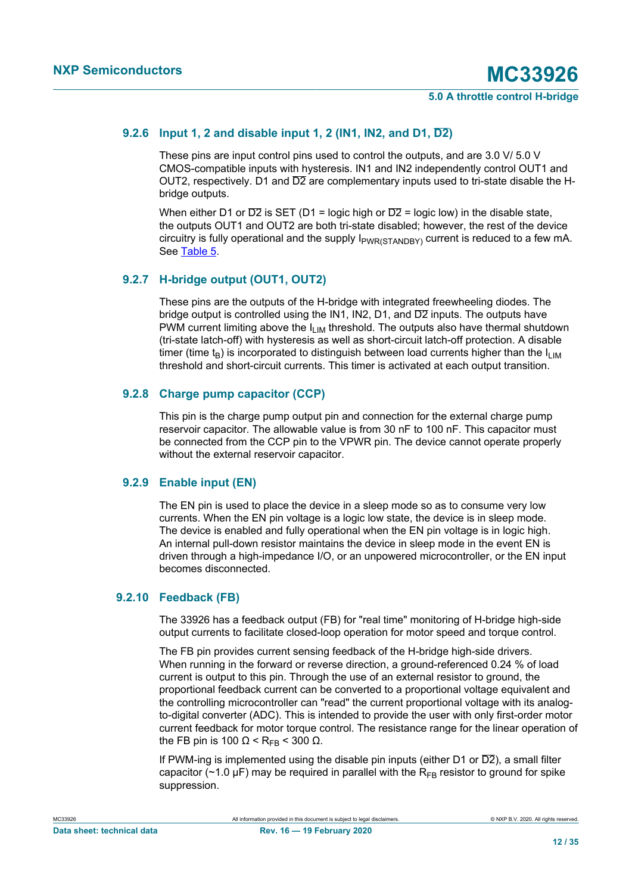### 9.2.6 Input 1, 2 and disable input 1, 2 (IN1, IN2, and D1, $\overline{D2}$)

These pins are input control pins used to control the outputs, and are 3.0 V/ 5.0 V CMOS-compatible inputs with hysteresis. IN1 and IN2 independently control OUT1 and OUT2, respectively. D1 and $\overline{D2}$ are complementary inputs used to tri-state disable the H-bridge outputs.

When either D1 or $\overline{D2}$ is SET (D1 = logic high or $\overline{D2}$ = logic low) in the disable state, the outputs OUT1 and OUT2 are both tri-state disabled; however, the rest of the device circuitry is fully operational and the supply $I_{PWR(STANDBY)}$ current is reduced to a few mA. See Table 5.

### 9.2.7 H-bridge output (OUT1, OUT2)

These pins are the outputs of the H-bridge with integrated freewheeling diodes. The bridge output is controlled using the IN1, IN2, D1, and $\overline{D2}$ inputs. The outputs have PWM current limiting above the $I_{LIM}$ threshold. The outputs also have thermal shutdown (tri-state latch-off) with hysteresis as well as short-circuit latch-off protection. A disable timer (time $t_B$) is incorporated to distinguish between load currents higher than the $I_{LIM}$ threshold and short-circuit currents. This timer is activated at each output transition.

### 9.2.8 Charge pump capacitor (CCP)

This pin is the charge pump output pin and connection for the external charge pump reservoir capacitor. The allowable value is from 30 nF to 100 nF. This capacitor must be connected from the CCP pin to the VPWR pin. The device cannot operate properly without the external reservoir capacitor.

### 9.2.9 Enable input (EN)

The EN pin is used to place the device in a sleep mode so as to consume very low currents. When the EN pin voltage is a logic low state, the device is in sleep mode. The device is enabled and fully operational when the EN pin voltage is in logic high. An internal pull-down resistor maintains the device in sleep mode in the event EN is driven through a high-impedance I/O, or an unpowered microcontroller, or the EN input becomes disconnected.

### 9.2.10 Feedback (FB)

The 33926 has a feedback output (FB) for "real time" monitoring of H-bridge high-side output currents to facilitate closed-loop operation for motor speed and torque control.

The FB pin provides current sensing feedback of the H-bridge high-side drivers. When running in the forward or reverse direction, a ground-referenced 0.24 % of load current is output to this pin. Through the use of an external resistor to ground, the proportional feedback current can be converted to a proportional voltage equivalent and the controlling microcontroller can "read" the current proportional voltage with its analog-to-digital converter (ADC). This is intended to provide the user with only first-order motor current feedback for motor torque control. The resistance range for the linear operation of the FB pin is 100 Ω < $R_{FB}$ < 300 Ω.

If PWM-ing is implemented using the disable pin inputs (either D1 or $\overline{D2}$), a small filter capacitor (~1.0 µF) may be required in parallel with the $R_{FB}$ resistor to ground for spike suppression.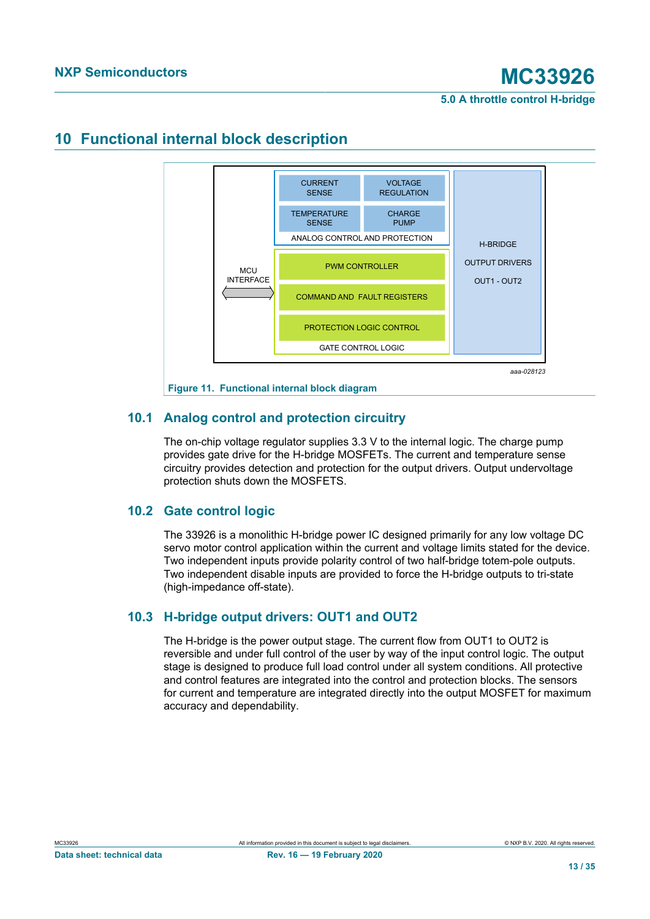## 10 Functional internal block description

MCU INTERFACE

CURRENT SENSE

VOLTAGE REGULATION

TEMPERATURE SENSE

CHARGE PUMP

ANALOG CONTROL AND PROTECTION

PWM CONTROLLER

COMMAND AND FAULT REGISTERS

PROTECTION LOGIC CONTROL

GATE CONTROL LOGIC

H-BRIDGE

OUTPUT DRIVERS

OUT1 - OUT2

aaa-028123

**Figure 11. Functional internal block diagram**

### 10.1 Analog control and protection circuitry

The on-chip voltage regulator supplies 3.3 V to the internal logic. The charge pump provides gate drive for the H-bridge MOSFETs. The current and temperature sense circuitry provides detection and protection for the output drivers. Output undervoltage protection shuts down the MOSFETs.

### 10.2 Gate control logic

The 33926 is a monolithic H-bridge power IC designed primarily for any low voltage DC servo motor control application within the current and voltage limits stated for the device. Two independent inputs provide polarity control of two half-bridge totem-pole outputs. Two independent disable inputs are provided to force the H-bridge outputs to tri-state (high-impedance off-state).

### 10.3 H-bridge output drivers: OUT1 and OUT2

The H-bridge is the power output stage. The current flow from OUT1 to OUT2 is reversible and under full control of the user by way of the input control logic. The output stage is designed to produce full load control under all system conditions. All protective and control features are integrated into the control and protection blocks. The sensors for current and temperature are integrated directly into the output MOSFET for maximum accuracy and dependability.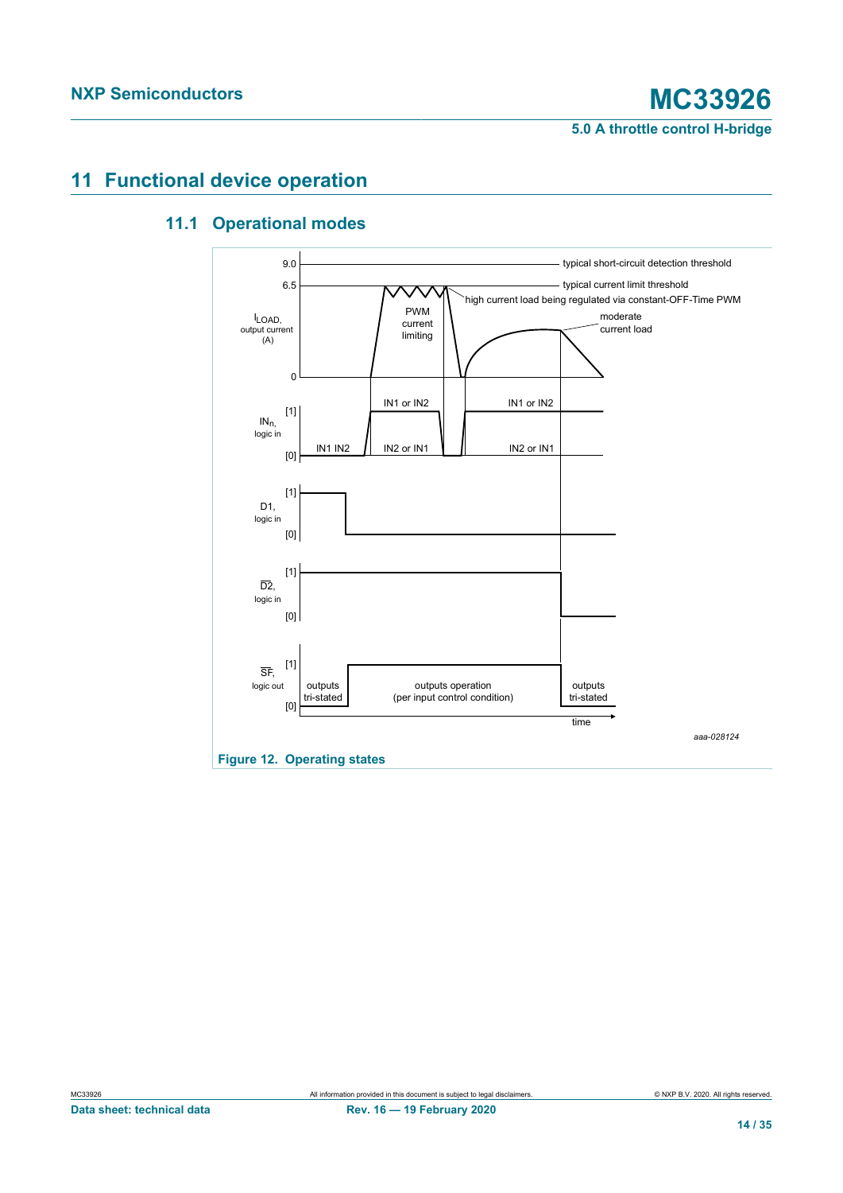# 11 Functional device operation

## 11.1 Operational modes

Figure 12. Operating states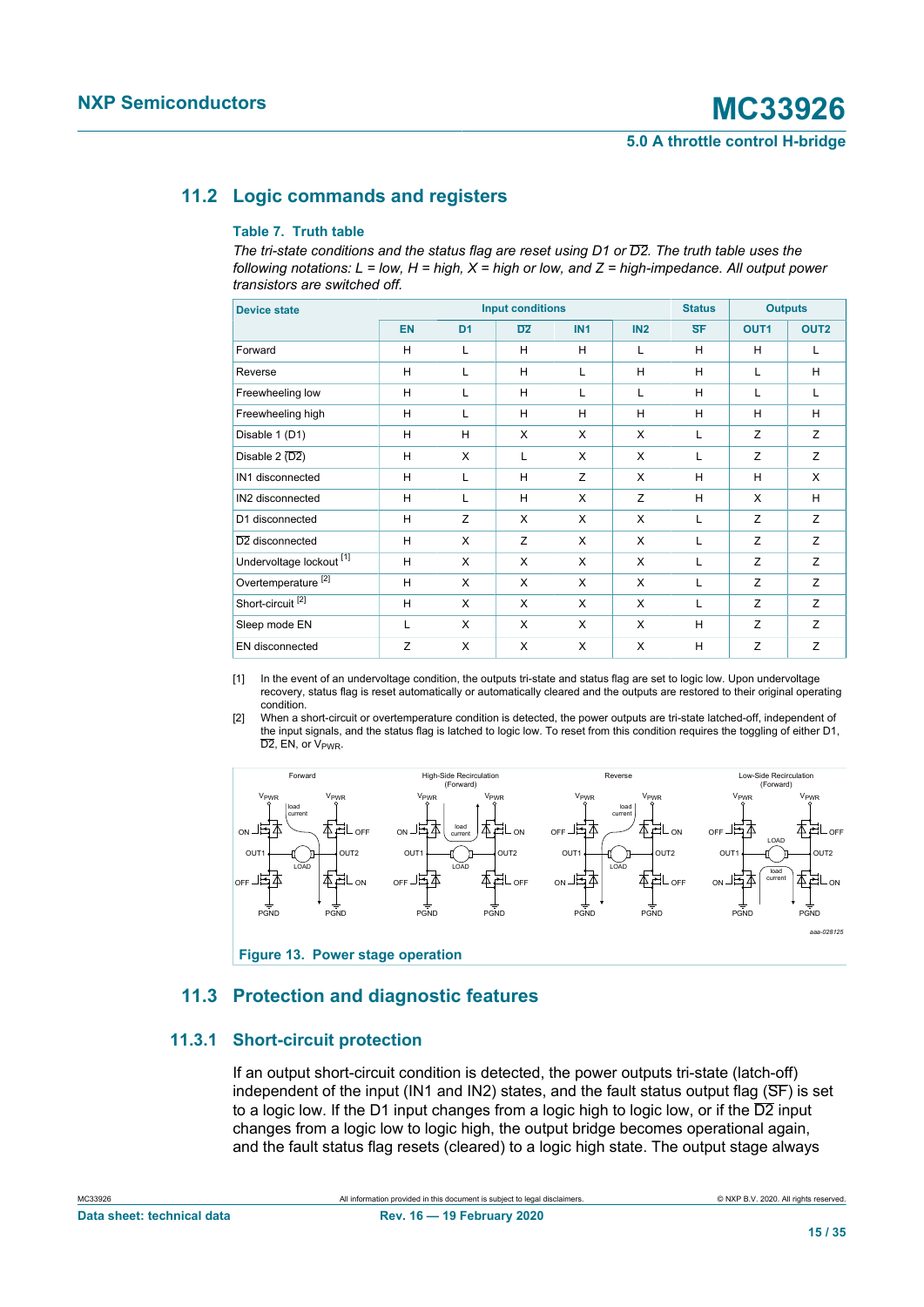## 11.2 Logic commands and registers

**Table 7. Truth table**

*The tri-state conditions and the status flag are reset using D1 or D2. The truth table uses the following notations: L = low, H = high, X = high or low, and Z = high-impedance. All output power transistors are switched off.*

| Device state | Input conditions | | | | | Status | Outputs | |
|---|---|---|---|---|---|---|---|---|
| | EN | D1 | D2 | IN1 | IN2 | SF | OUT1 | OUT2 |
| Forward | H | L | H | H | L | H | H | L |
| Reverse | H | L | H | L | H | H | L | H |
| Freewheeling low | H | L | H | L | L | H | L | L |
| Freewheeling high | H | L | H | H | H | H | H | H |
| Disable 1 (D1) | H | H | X | X | X | L | Z | Z |
| Disable 2 (D2) | H | X | L | X | X | L | Z | Z |
| IN1 disconnected | H | L | H | Z | X | H | H | X |
| IN2 disconnected | H | L | H | X | Z | H | X | H |
| D1 disconnected | H | Z | X | X | X | L | Z | Z |
| D2 disconnected | H | X | Z | X | X | L | Z | Z |
| Undervoltage lockout [1] | H | X | X | X | X | L | Z | Z |
| Overtemperature [2] | H | X | X | X | X | L | Z | Z |
| Short-circuit [2] | H | X | X | X | X | L | Z | Z |
| Sleep mode EN | L | X | X | X | X | H | Z | Z |
| EN disconnected | Z | X | X | X | X | H | Z | Z |

[1] In the event of an undervoltage condition, the outputs tri-state and status flag are set to logic low. Upon undervoltage recovery, status flag is reset automatically or automatically cleared and the outputs are restored to their original operating condition.

[2] When a short-circuit or overtemperature condition is detected, the power outputs are tri-state latched-off, independent of the input signals, and the status flag is latched to logic low. To reset from this condition requires the toggling of either D1, D2, EN, or $V_{PWR}$.

Forward
High-Side Recirculation (Forward)
Reverse
Low-Side Recirculation (Forward)
aaa-028125

**Figure 13. Power stage operation**

## 11.3 Protection and diagnostic features

### 11.3.1 Short-circuit protection

If an output short-circuit condition is detected, the power outputs tri-state (latch-off) independent of the input (IN1 and IN2) states, and the fault status output flag (SF) is set to a logic low. If the D1 input changes from a logic high to logic low, or if the D2 input changes from a logic low to logic high, the output bridge becomes operational again, and the fault status flag resets (cleared) to a logic high state. The output stage always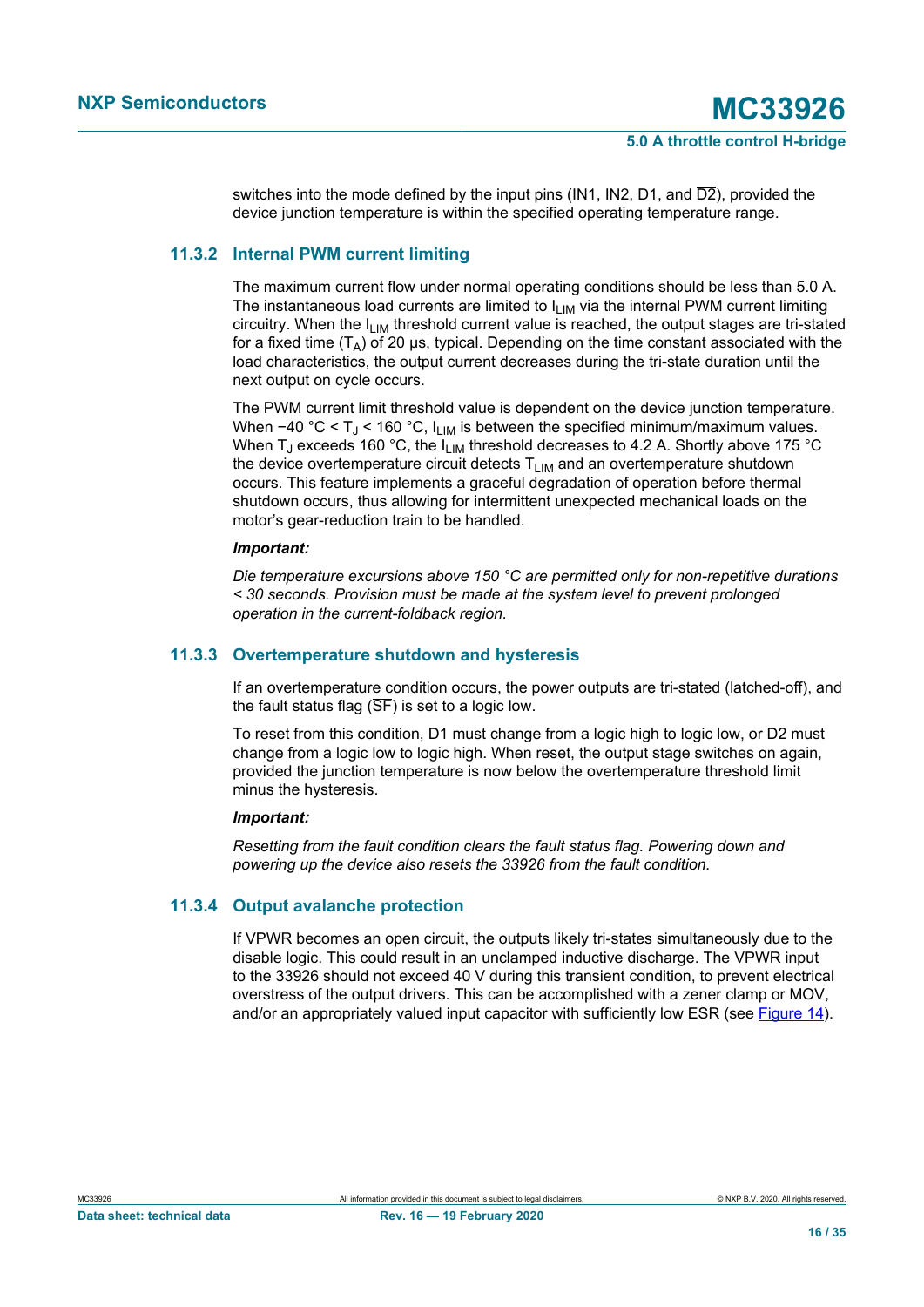switches into the mode defined by the input pins (IN1, IN2, D1, and $\overline{D2}$), provided the device junction temperature is within the specified operating temperature range.

### 11.3.2 Internal PWM current limiting

The maximum current flow under normal operating conditions should be less than 5.0 A. The instantaneous load currents are limited to $I_{LIM}$ via the internal PWM current limiting circuitry. When the $I_{LIM}$ threshold current value is reached, the output stages are tri-stated for a fixed time ($T_A$) of 20 µs, typical. Depending on the time constant associated with the load characteristics, the output current decreases during the tri-state duration until the next output on cycle occurs.

The PWM current limit threshold value is dependent on the device junction temperature. When −40 °C < $T_J$ < 160 °C, $I_{LIM}$ is between the specified minimum/maximum values. When $T_J$ exceeds 160 °C, the $I_{LIM}$ threshold decreases to 4.2 A. Shortly above 175 °C the device overtemperature circuit detects $T_{LIM}$ and an overtemperature shutdown occurs. This feature implements a graceful degradation of operation before thermal shutdown occurs, thus allowing for intermittent unexpected mechanical loads on the motor's gear-reduction train to be handled.

***Important:***

*Die temperature excursions above 150 °C are permitted only for non-repetitive durations < 30 seconds. Provision must be made at the system level to prevent prolonged operation in the current-foldback region.*

### 11.3.3 Overtemperature shutdown and hysteresis

If an overtemperature condition occurs, the power outputs are tri-stated (latched-off), and the fault status flag ($\overline{SF}$) is set to a logic low.

To reset from this condition, D1 must change from a logic high to logic low, or $\overline{D2}$ must change from a logic low to logic high. When reset, the output stage switches on again, provided the junction temperature is now below the overtemperature threshold limit minus the hysteresis.

***Important:***

*Resetting from the fault condition clears the fault status flag. Powering down and powering up the device also resets the 33926 from the fault condition.*

### 11.3.4 Output avalanche protection

If VPWR becomes an open circuit, the outputs likely tri-states simultaneously due to the disable logic. This could result in an unclamped inductive discharge. The VPWR input to the 33926 should not exceed 40 V during this transient condition, to prevent electrical overstress of the output drivers. This can be accomplished with a zener clamp or MOV, and/or an appropriately valued input capacitor with sufficiently low ESR (see Figure 14).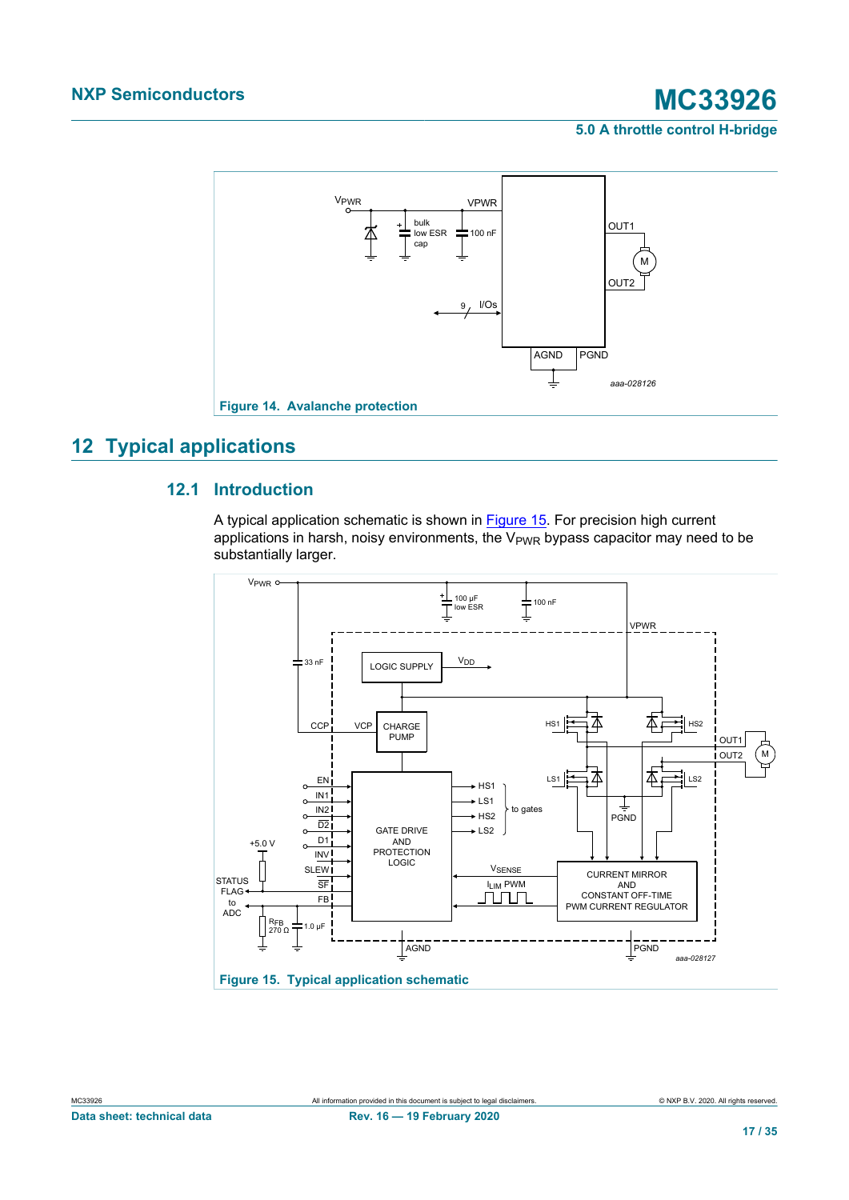Figure 14. Avalanche protection

## 12 Typical applications

### 12.1 Introduction

A typical application schematic is shown in Figure 15. For precision high current applications in harsh, noisy environments, the $V_{PWR}$ bypass capacitor may need to be substantially larger.

Figure 15. Typical application schematic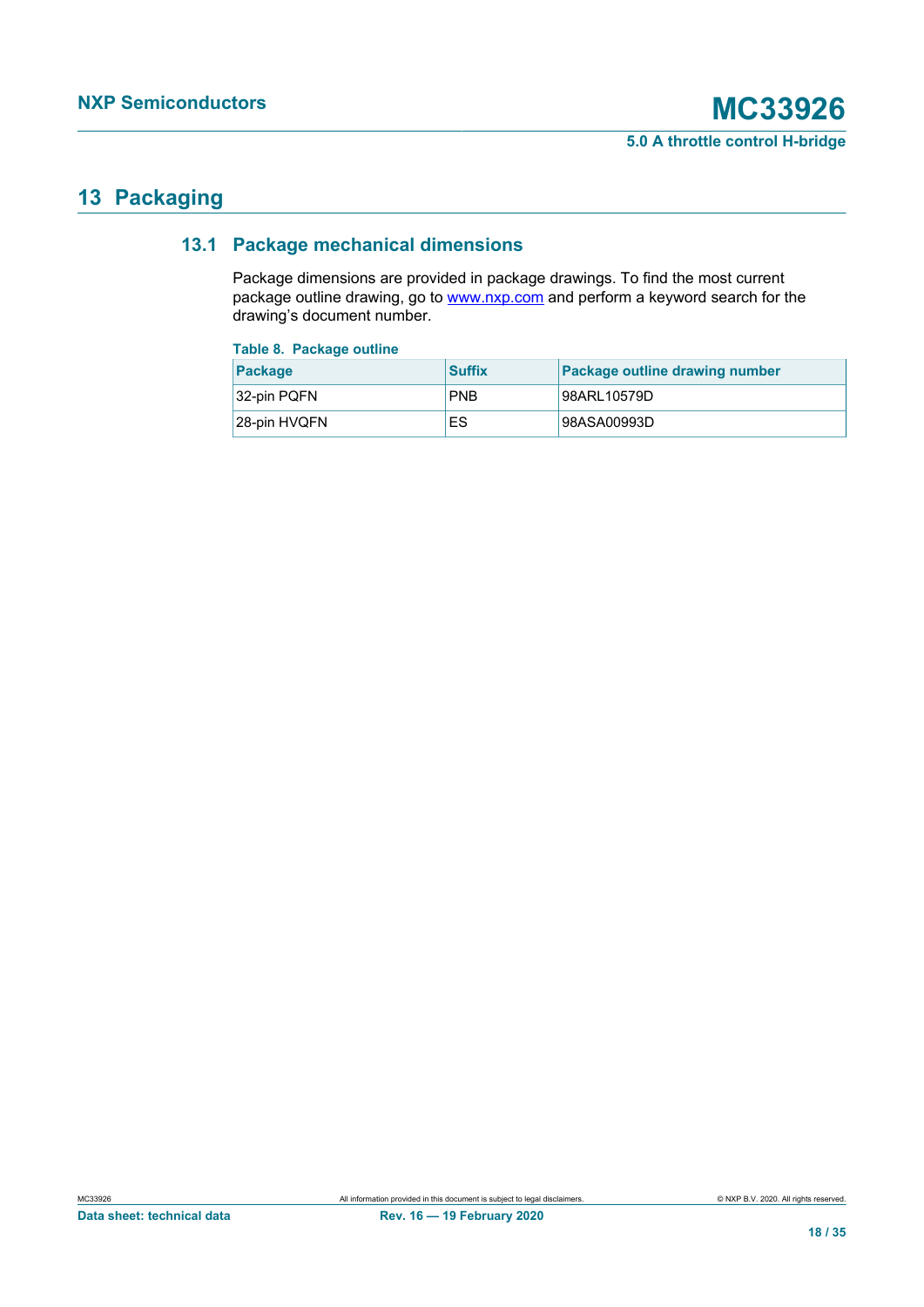# 13 Packaging

## 13.1 Package mechanical dimensions

Package dimensions are provided in package drawings. To find the most current package outline drawing, go to www.nxp.com and perform a keyword search for the drawing's document number.

**Table 8. Package outline**

| Package | Suffix | Package outline drawing number |
|---|---|---|
| 32-pin PQFN | PNB | 98ARL10579D |
| 28-pin HVQFN | ES | 98ASA00993D |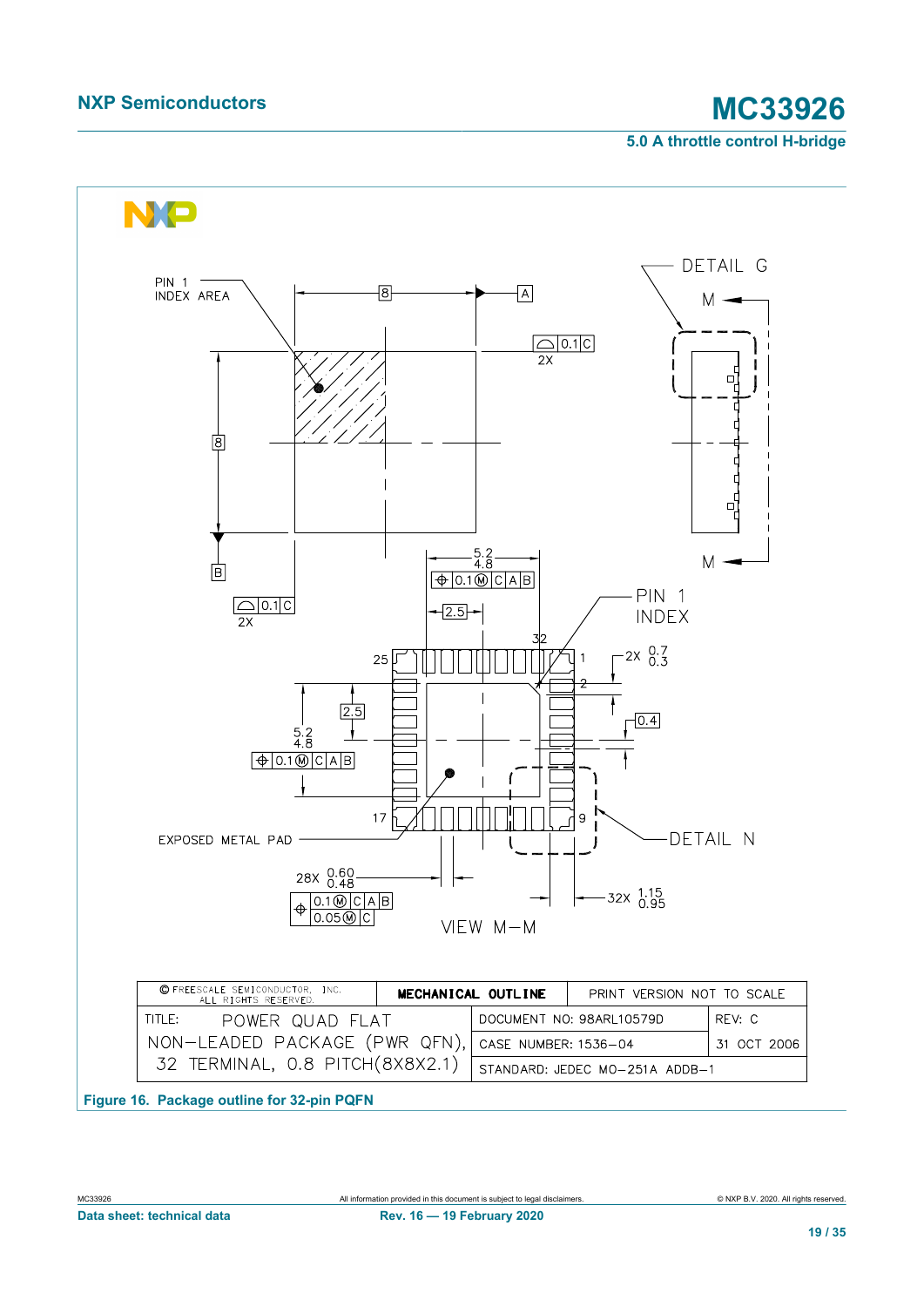PIN 1 INDEX AREA

8

A

8

B

0.1 C
2X

0.1 C
2X

DETAIL G

M

M

5.2
4.8

0.1 Ⓜ C A B

2.5

PIN 1 INDEX

32
25
1
2
2X 0.7
0.3

2.5

0.4

5.2
4.8

0.1 Ⓜ C A B

17
9

EXPOSED METAL PAD

DETAIL N

28X 0.60
0.48

0.1 Ⓜ C A B
0.05 Ⓜ C

32X 1.15
0.95

VIEW M–M

| © FREESCALE SEMICONDUCTOR, INC. ALL RIGHTS RESERVED. | MECHANICAL OUTLINE | PRINT VERSION NOT TO SCALE |
|---|---|---|
| TITLE: POWER QUAD FLAT NON–LEADED PACKAGE (PWR QFN), 32 TERMINAL, 0.8 PITCH(8X8X2.1) | DOCUMENT NO: 98ARL10579D | REV: C |
| | CASE NUMBER: 1536–04 | 31 OCT 2006 |
| | STANDARD: JEDEC MO–251A ADDB–1 | |

**Figure 16. Package outline for 32-pin PQFN**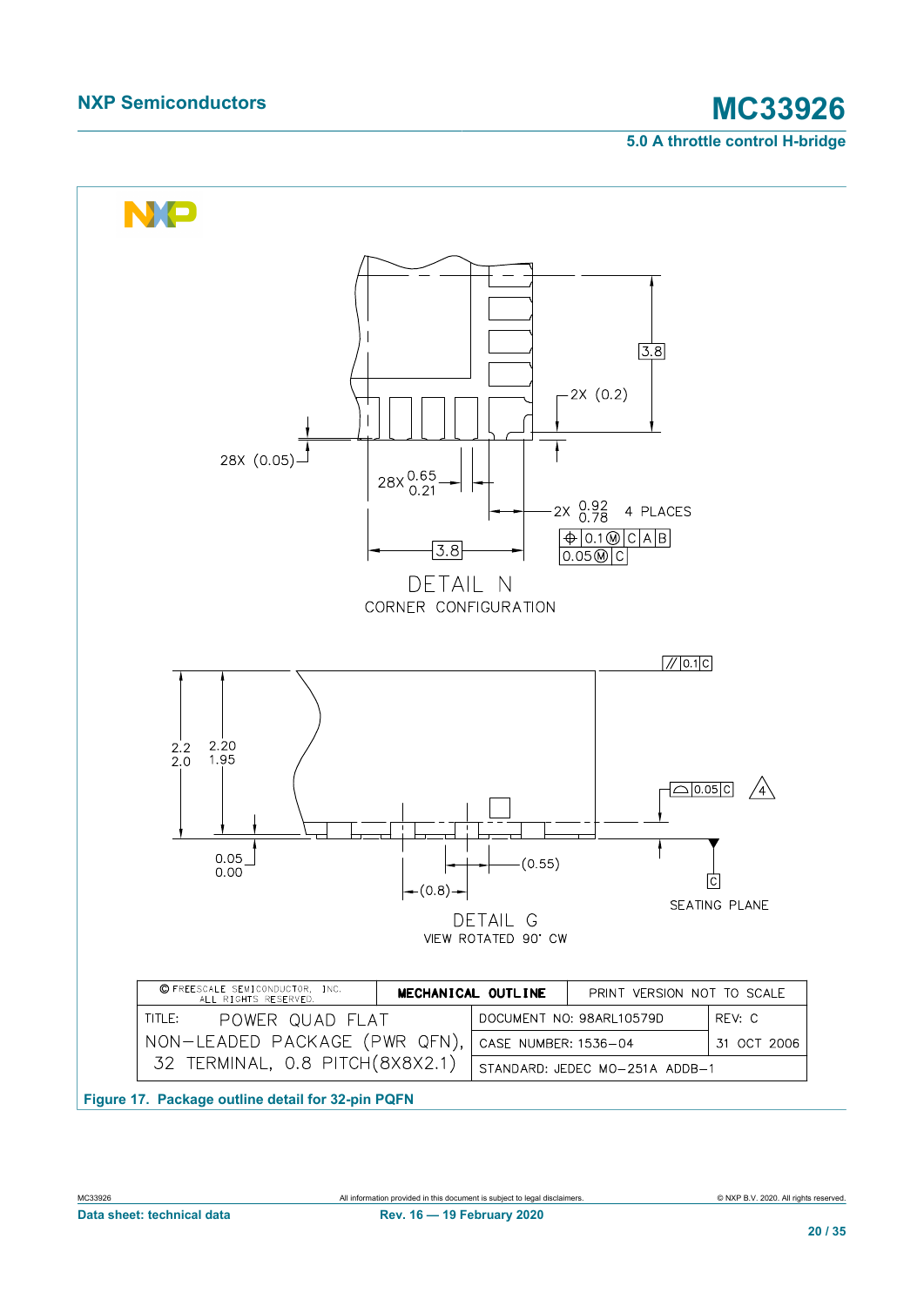DETAIL N
CORNER CONFIGURATION

3.8
2X (0.2)
28X (0.05)
28X 0.65 0.21
2X 0.92 0.78 4 PLACES
0.1 Ⓜ C A B
0.05 Ⓜ C
3.8

0.1 C
2.2 2.0
2.20 1.95
0.05 C
4
0.05 0.00
(0.55)
(0.8)
C
SEATING PLANE

DETAIL G
VIEW ROTATED 90° CW

| © FREESCALE SEMICONDUCTOR, INC. ALL RIGHTS RESERVED. | MECHANICAL OUTLINE | PRINT VERSION NOT TO SCALE | |
|---|---|---|---|
| TITLE: POWER QUAD FLAT NON-LEADED PACKAGE (PWR QFN), 32 TERMINAL, 0.8 PITCH(8X8X2.1) | DOCUMENT NO: 98ARL10579D | | REV: C |
| | CASE NUMBER: 1536-04 | | 31 OCT 2006 |
| | STANDARD: JEDEC MO-251A ADDB-1 | | |

**Figure 17. Package outline detail for 32-pin PQFN**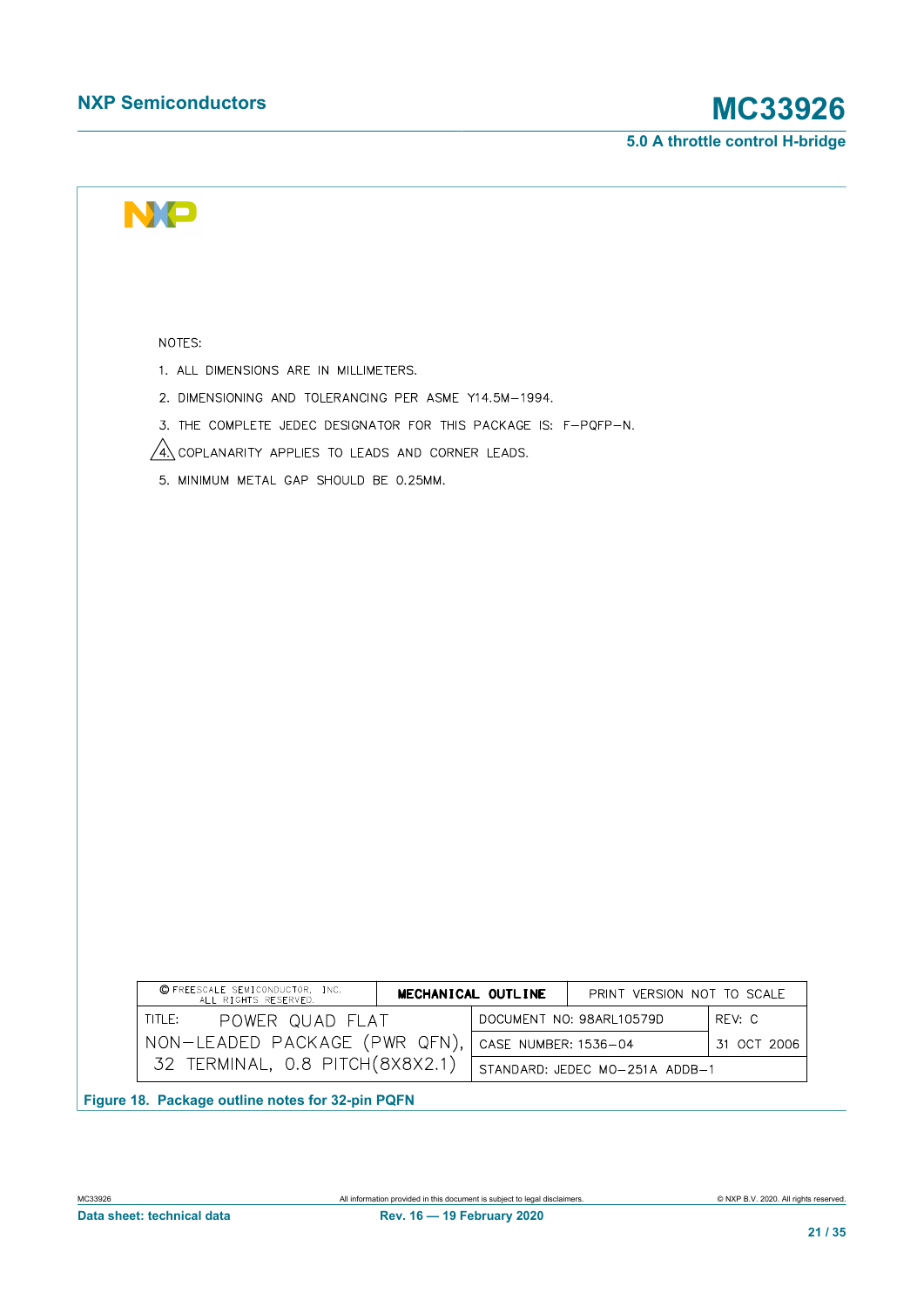NOTES:

1. ALL DIMENSIONS ARE IN MILLIMETERS.
2. DIMENSIONING AND TOLERANCING PER ASME Y14.5M–1994.
3. THE COMPLETE JEDEC DESIGNATOR FOR THIS PACKAGE IS: F–PQFP–N.
4. COPLANARITY APPLIES TO LEADS AND CORNER LEADS.
5. MINIMUM METAL GAP SHOULD BE 0.25MM.

| © FREESCALE SEMICONDUCTOR, INC. ALL RIGHTS RESERVED. | MECHANICAL OUTLINE | PRINT VERSION NOT TO SCALE | |
|---|---|---|---|
| TITLE: POWER QUAD FLAT NON–LEADED PACKAGE (PWR QFN), 32 TERMINAL, 0.8 PITCH(8X8X2.1) | DOCUMENT NO: 98ARL10579D | | REV: C |
| | CASE NUMBER: 1536–04 | | 31 OCT 2006 |
| | STANDARD: JEDEC MO–251A ADDB–1 | | |

**Figure 18. Package outline notes for 32-pin PQFN**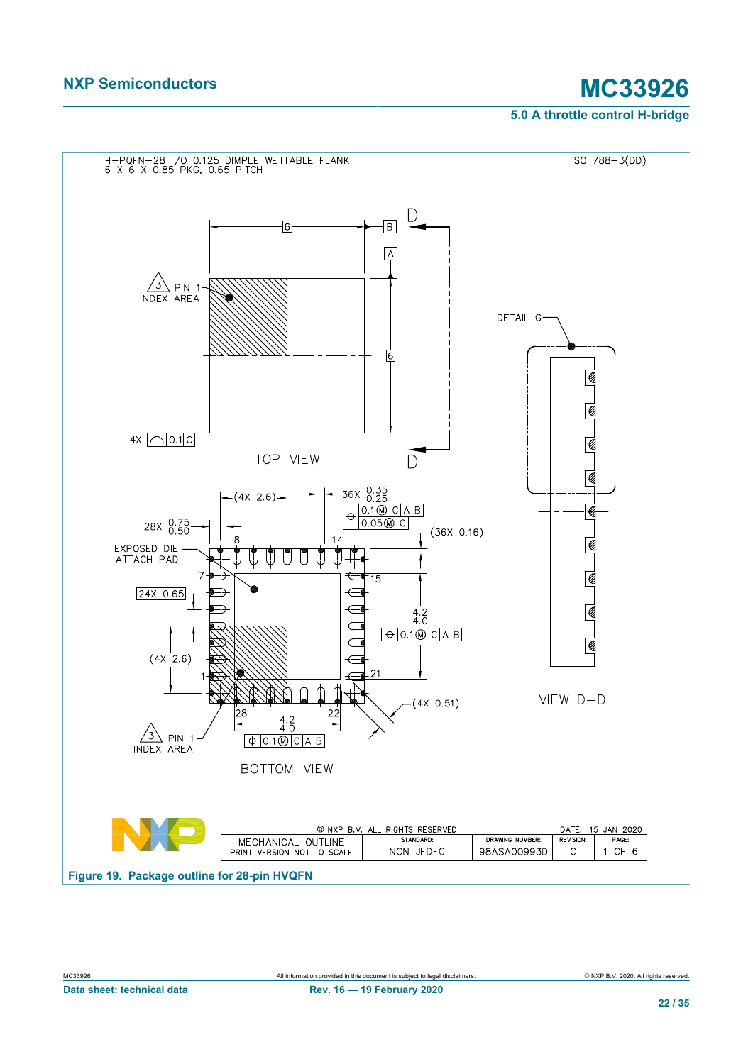H-PQFN-28 I/O 0.125 DIMPLE WETTABLE FLANK
6 X 6 X 0.85 PKG, 0.65 PITCH

SOT788-3(DD)

6
B
A
6
D
D
3 PIN 1 INDEX AREA
DETAIL G
4X 0.1 C
TOP VIEW
VIEW D–D

(4X 2.6)
36X 0.35 0.25
0.1 Ⓜ C A B
0.05 Ⓜ C
(36X 0.16)
28X 0.75 0.50
EXPOSED DIE ATTACH PAD
8
14
7
15
24X 0.65
4.2 4.0
0.1 Ⓜ C A B
(4X 2.6)
1
21
28
22
(4X 0.51)
4.2 4.0
0.1 Ⓜ C A B
3 PIN 1 INDEX AREA
BOTTOM VIEW

© NXP B.V. ALL RIGHTS RESERVED

| MECHANICAL OUTLINE PRINT VERSION NOT TO SCALE | STANDARD: NON JEDEC | DRAWING NUMBER: 98ASA00993D | REVISION: C | DATE: 15 JAN 2020 PAGE: 1 OF 6 |
|---|---|---|---|---|

**Figure 19. Package outline for 28-pin HVQFN**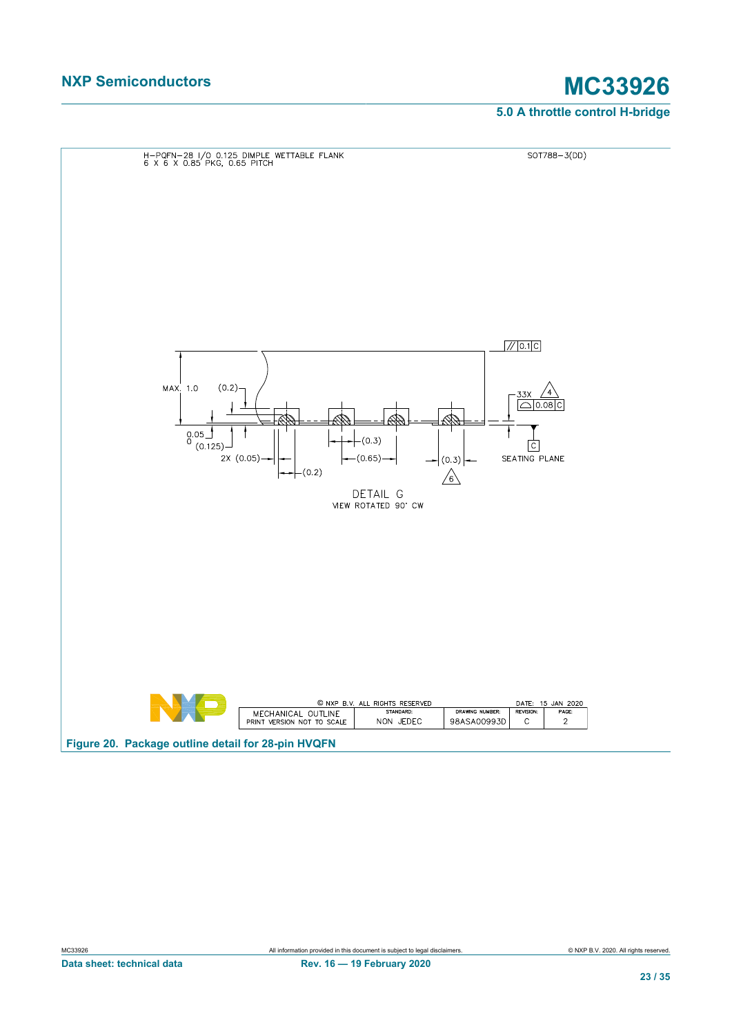H–PQFN–28 I/O 0.125 DIMPLE WETTABLE FLANK
6 X 6 X 0.85 PKG, 0.65 PITCH

SOT788–3(DD)

MAX. 1.0
(0.2)
0.05
0
(0.125)
2X (0.05)
(0.2)
(0.3)
(0.65)
(0.3)
6
// 0.1 C
33X 4
0.08 C
C
SEATING PLANE

DETAIL G
VIEW ROTATED 90° CW

| © NXP B.V. ALL RIGHTS RESERVED | | | DATE: 15 JAN 2020 | |
|---|---|---|---|---|
| MECHANICAL OUTLINE PRINT VERSION NOT TO SCALE | STANDARD: NON JEDEC | DRAWING NUMBER: 98ASA00993D | REVISION: C | PAGE: 2 |

**Figure 20. Package outline detail for 28-pin HVQFN**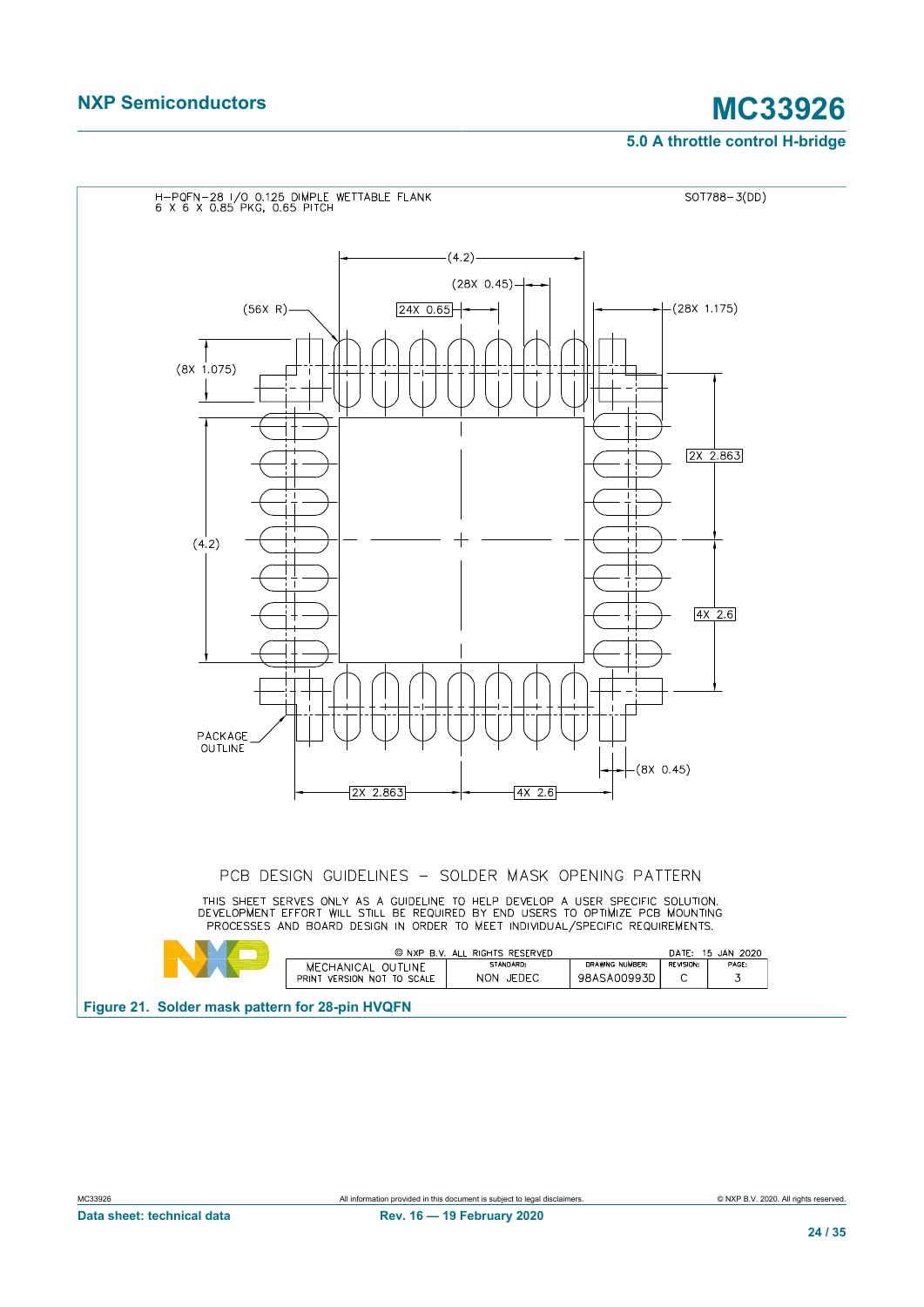H-PQFN-28 I/O 0.125 DIMPLE WETTABLE FLANK
6 X 6 X 0.85 PKG, 0.65 PITCH

SOT788-3(DD)

(4.2)

(28X 0.45)

(56X R)

24X 0.65

(28X 1.175)

(8X 1.075)

2X 2.863

(4.2)

4X 2.6

PACKAGE OUTLINE

(8X 0.45)

2X 2.863

4X 2.6

PCB DESIGN GUIDELINES – SOLDER MASK OPENING PATTERN

THIS SHEET SERVES ONLY AS A GUIDELINE TO HELP DEVELOP A USER SPECIFIC SOLUTION. DEVELOPMENT EFFORT WILL STILL BE REQUIRED BY END USERS TO OPTIMIZE PCB MOUNTING PROCESSES AND BOARD DESIGN IN ORDER TO MEET INDIVIDUAL/SPECIFIC REQUIREMENTS.

| © NXP B.V. ALL RIGHTS RESERVED | | | DATE: 15 JAN 2020 | |
|---|---|---|---|---|
| MECHANICAL OUTLINE<br>PRINT VERSION NOT TO SCALE | STANDARD:<br>NON JEDEC | DRAWING NUMBER:<br>98ASA00993D | REVISION:<br>C | PAGE:<br>3 |

**Figure 21. Solder mask pattern for 28-pin HVQFN**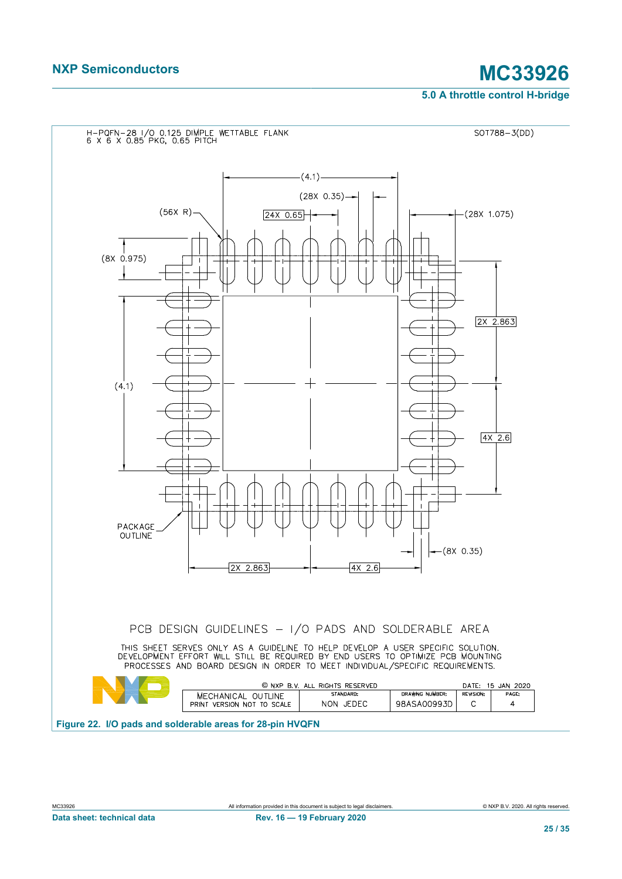H-PQFN-28 I/O 0.125 DIMPLE WETTABLE FLANK
6 X 6 X 0.85 PKG, 0.65 PITCH

SOT788-3(DD)

(4.1)

(28X 0.35)

(56X R)

24X 0.65

(28X 1.075)

(8X 0.975)

2X 2.863

(4.1)

4X 2.6

PACKAGE OUTLINE

(8X 0.35)

2X 2.863

4X 2.6

PCB DESIGN GUIDELINES – I/O PADS AND SOLDERABLE AREA

THIS SHEET SERVES ONLY AS A GUIDELINE TO HELP DEVELOP A USER SPECIFIC SOLUTION. DEVELOPMENT EFFORT WILL STILL BE REQUIRED BY END USERS TO OPTIMIZE PCB MOUNTING PROCESSES AND BOARD DESIGN IN ORDER TO MEET INDIVIDUAL/SPECIFIC REQUIREMENTS.

© NXP B.V. ALL RIGHTS RESERVED

DATE: 15 JAN 2020

| MECHANICAL OUTLINE PRINT VERSION NOT TO SCALE | STANDARD: NON JEDEC | DRAWING NUMBER: 98ASA00993D | REVISION: C | PAGE: 4 |
|---|---|---|---|---|

**Figure 22. I/O pads and solderable areas for 28-pin HVQFN**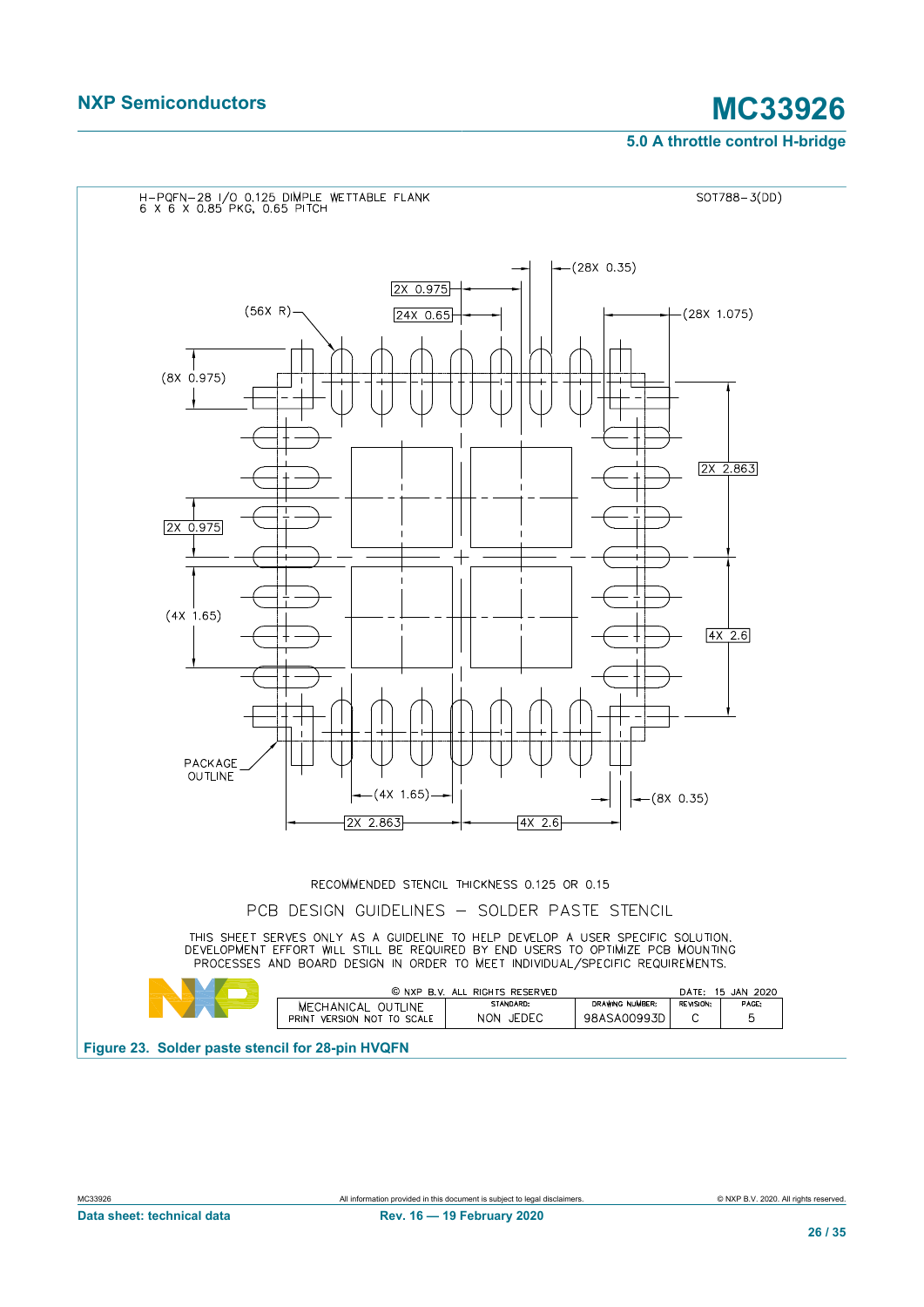H-PQFN-28 I/O 0.125 DIMPLE WETTABLE FLANK
6 X 6 X 0.85 PKG, 0.65 PITCH

SOT788-3(DD)

(28X 0.35)
2X 0.975
(56X R)
24X 0.65
(28X 1.075)
(8X 0.975)
2X 2.863
2X 0.975
(4X 1.65)
4X 2.6
PACKAGE OUTLINE
(4X 1.65)
(8X 0.35)
2X 2.863
4X 2.6

RECOMMENDED STENCIL THICKNESS 0.125 OR 0.15

PCB DESIGN GUIDELINES – SOLDER PASTE STENCIL

THIS SHEET SERVES ONLY AS A GUIDELINE TO HELP DEVELOP A USER SPECIFIC SOLUTION. DEVELOPMENT EFFORT WILL STILL BE REQUIRED BY END USERS TO OPTIMIZE PCB MOUNTING PROCESSES AND BOARD DESIGN IN ORDER TO MEET INDIVIDUAL/SPECIFIC REQUIREMENTS.

© NXP B.V. ALL RIGHTS RESERVED — DATE: 15 JAN 2020

| MECHANICAL OUTLINE<br>PRINT VERSION NOT TO SCALE | STANDARD:<br>NON JEDEC | DRAWING NUMBER:<br>98ASA00993D | REVISION:<br>C | PAGE:<br>5 |
|---|---|---|---|---|

**Figure 23. Solder paste stencil for 28-pin HVQFN**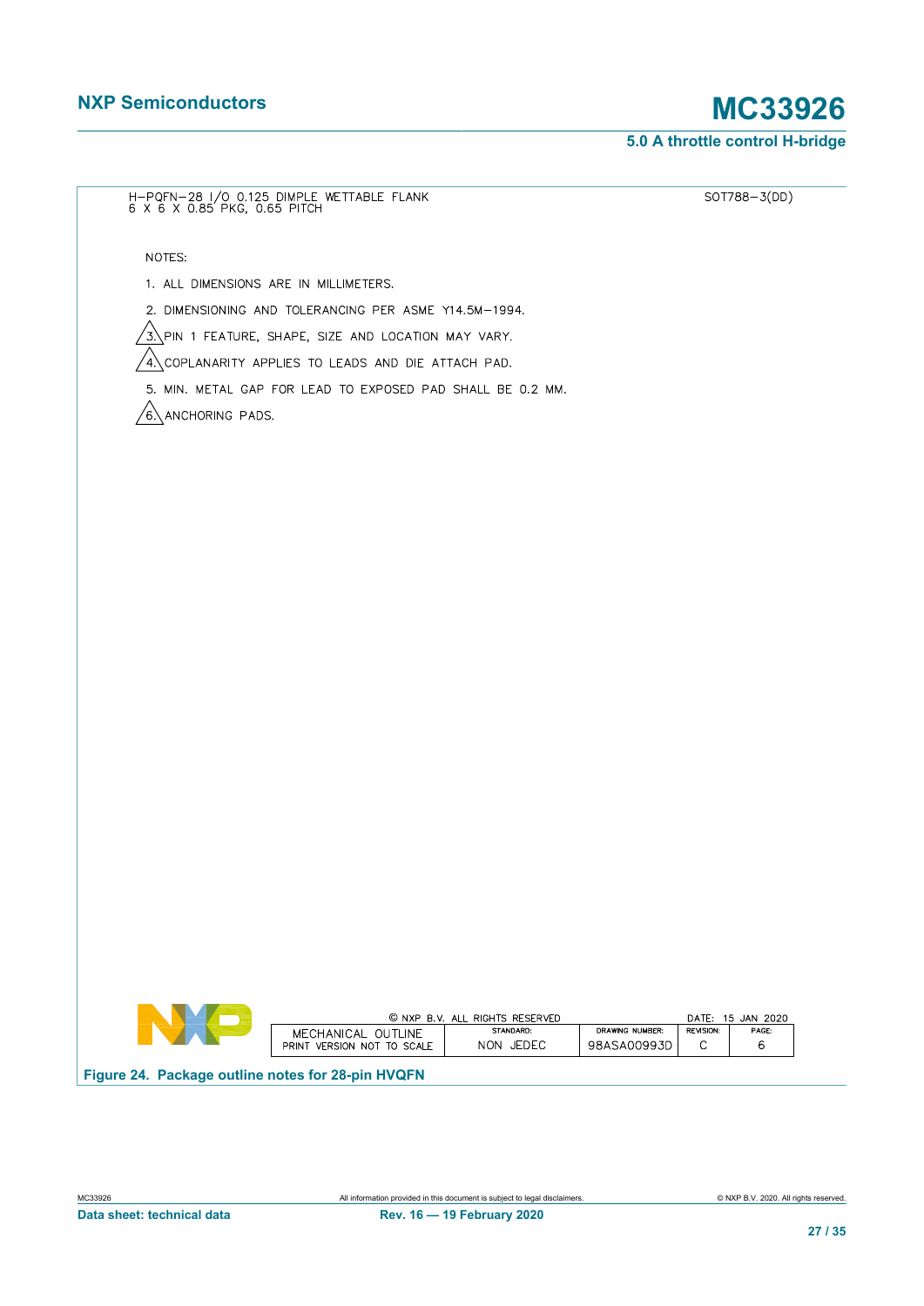H-PQFN-28 I/O 0.125 DIMPLE WETTABLE FLANK
6 X 6 X 0.85 PKG, 0.65 PITCH

SOT788-3(DD)

NOTES:

1. ALL DIMENSIONS ARE IN MILLIMETERS.
2. DIMENSIONING AND TOLERANCING PER ASME Y14.5M-1994.
3. PIN 1 FEATURE, SHAPE, SIZE AND LOCATION MAY VARY.
4. COPLANARITY APPLIES TO LEADS AND DIE ATTACH PAD.
5. MIN. METAL GAP FOR LEAD TO EXPOSED PAD SHALL BE 0.2 MM.
6. ANCHORING PADS.

© NXP B.V. ALL RIGHTS RESERVED

| MECHANICAL OUTLINE PRINT VERSION NOT TO SCALE | STANDARD: | DRAWING NUMBER: | REVISION: | PAGE: |
| --- | --- | --- | --- | --- |
| | NON JEDEC | 98ASA00993D | C | 6 |

DATE: 15 JAN 2020

Figure 24. Package outline notes for 28-pin HVQFN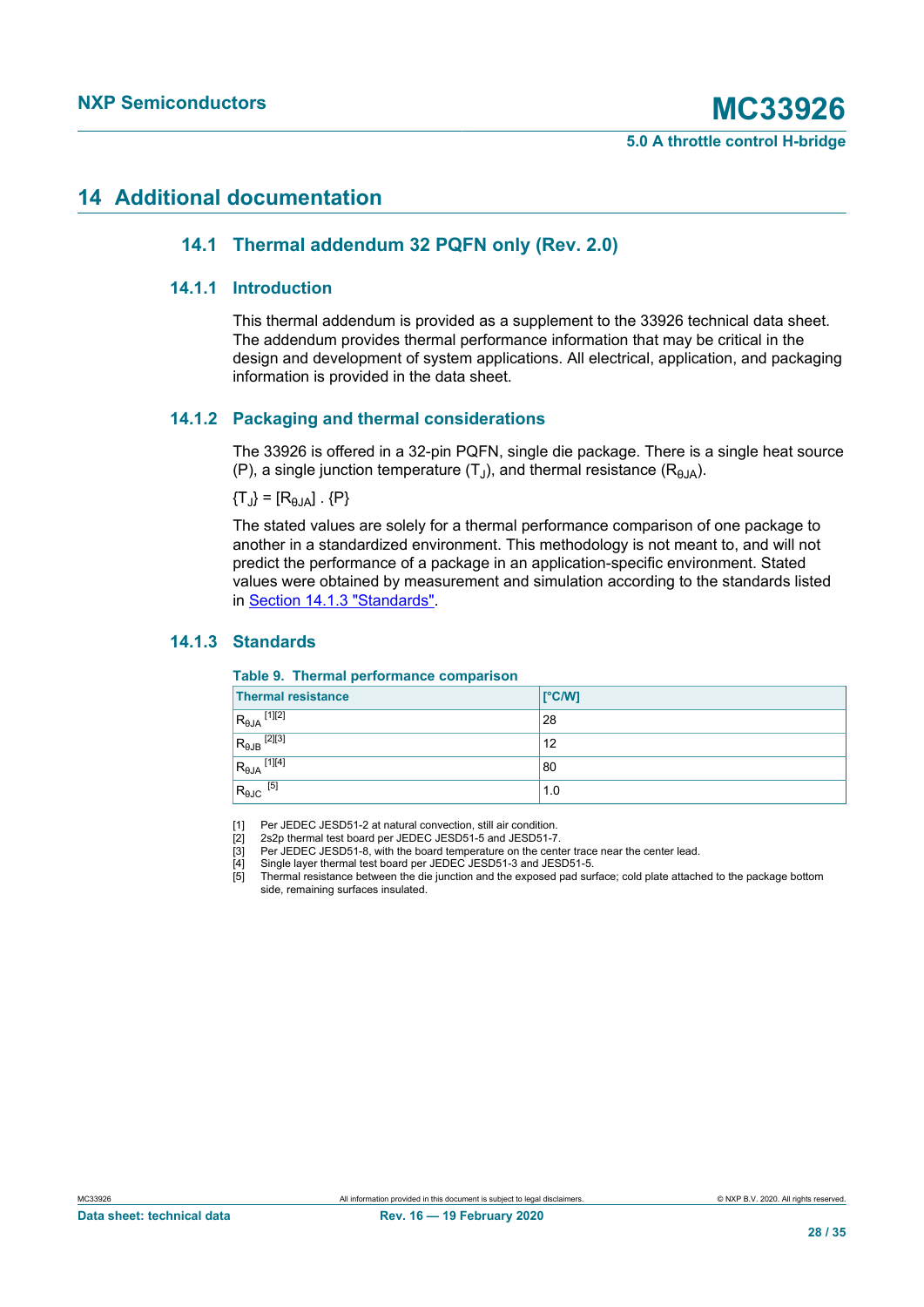# 14 Additional documentation

## 14.1 Thermal addendum 32 PQFN only (Rev. 2.0)

### 14.1.1 Introduction

This thermal addendum is provided as a supplement to the 33926 technical data sheet. The addendum provides thermal performance information that may be critical in the design and development of system applications. All electrical, application, and packaging information is provided in the data sheet.

### 14.1.2 Packaging and thermal considerations

The 33926 is offered in a 32-pin PQFN, single die package. There is a single heat source (P), a single junction temperature ($T_J$), and thermal resistance ($R_{\theta JA}$).

$\{T_J\} = [R_{\theta JA}] . \{P\}$

The stated values are solely for a thermal performance comparison of one package to another in a standardized environment. This methodology is not meant to, and will not predict the performance of a package in an application-specific environment. Stated values were obtained by measurement and simulation according to the standards listed in Section 14.1.3 "Standards".

### 14.1.3 Standards

**Table 9. Thermal performance comparison**

| Thermal resistance | [°C/W] |
|---|---|
| $R_{\theta JA}$ [1][2] | 28 |
| $R_{\theta JB}$ [2][3] | 12 |
| $R_{\theta JA}$ [1][4] | 80 |
| $R_{\theta JC}$ [5] | 1.0 |

[1] Per JEDEC JESD51-2 at natural convection, still air condition.
[2] 2s2p thermal test board per JEDEC JESD51-5 and JESD51-7.
[3] Per JEDEC JESD51-8, with the board temperature on the center trace near the center lead.
[4] Single layer thermal test board per JEDEC JESD51-3 and JESD51-5.
[5] Thermal resistance between the die junction and the exposed pad surface; cold plate attached to the package bottom side, remaining surfaces insulated.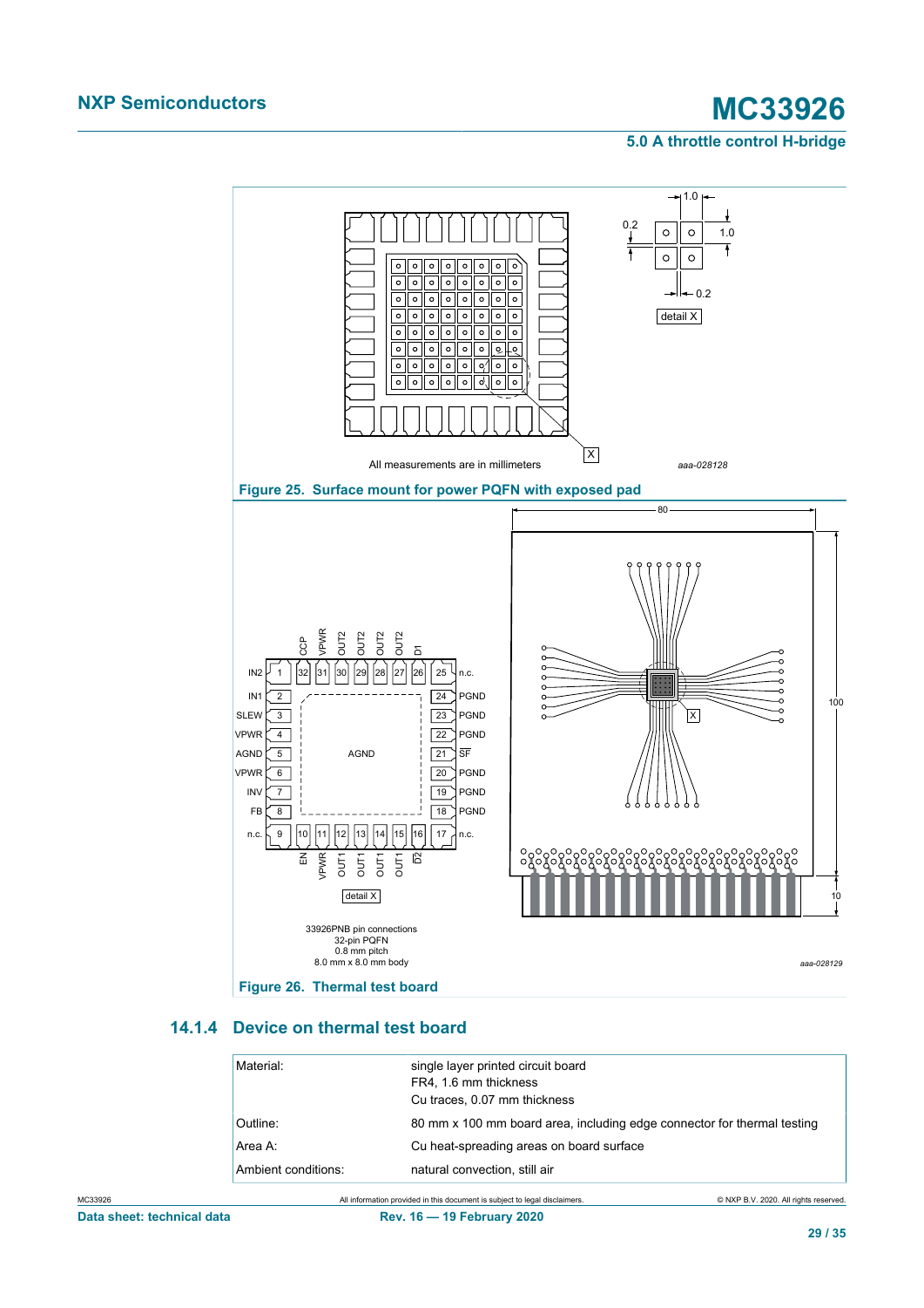1.0

0.2

1.0

0.2

detail X

X

All measurements are in millimeters

aaa-028128

**Figure 25. Surface mount for power PQFN with exposed pad**

80

100

10

X

IN2 1, IN1 2, SLEW 3, VPWR 4, AGND 5, VPWR 6, INV 7, FB 8, n.c. 9

EN 10, VPWR 11, OUT1 12, OUT1 13, OUT1 14, OUT1 15, D2 16

n.c. 17, PGND 18, PGND 19, PGND 20, SF 21, PGND 22, PGND 23, PGND 24, n.c. 25

D1 26, OUT2 27, OUT2 28, OUT2 29, OUT2 30, VPWR 31, CCP 32

AGND

detail X

33926PNB pin connections
32-pin PQFN
0.8 mm pitch
8.0 mm x 8.0 mm body

aaa-028129

**Figure 26. Thermal test board**

### 14.1.4 Device on thermal test board

| | |
|---|---|
| Material: | single layer printed circuit board<br>FR4, 1.6 mm thickness<br>Cu traces, 0.07 mm thickness |
| Outline: | 80 mm x 100 mm board area, including edge connector for thermal testing |
| Area A: | Cu heat-spreading areas on board surface |
| Ambient conditions: | natural convection, still air |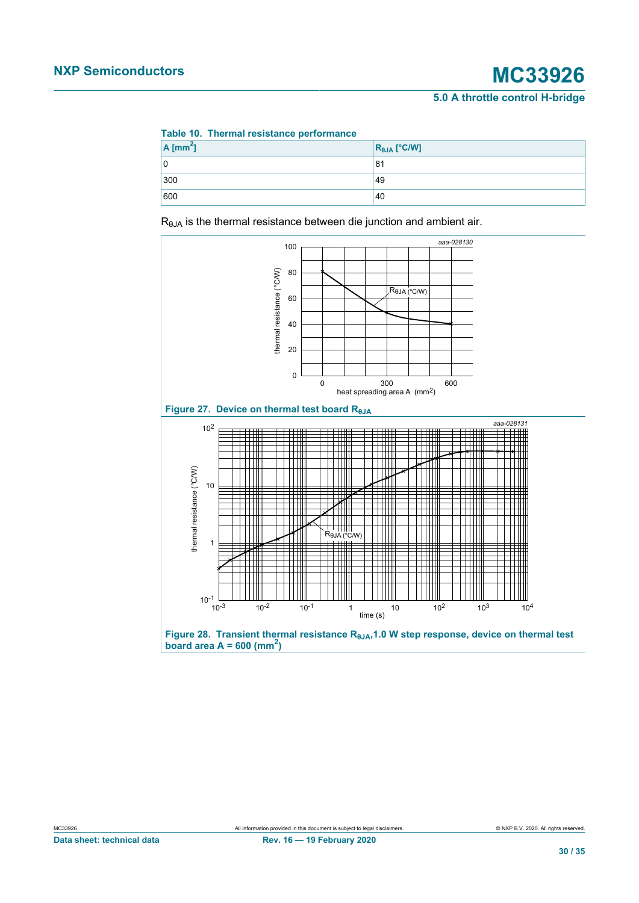**Table 10. Thermal resistance performance**

| A [$mm^2$] | $R_{\theta JA}$ [°C/W] |
|---|---|
| 0 | 81 |
| 300 | 49 |
| 600 | 40 |

$R_{\theta JA}$ is the thermal resistance between die junction and ambient air.

aaa-028130

100
80
60
40
20
0
thermal resistance (°C/W)
$R_{\theta JA}$ (°C/W)
0
300
600
heat spreading area A ($mm^2$)

**Figure 27. Device on thermal test board $R_{\theta JA}$**

aaa-028131

$10^2$
10
1
$10^{-1}$
thermal resistance (°C/W)
$R_{\theta JA}$ (°C/W)
$10^{-3}$
$10^{-2}$
$10^{-1}$
1
10
$10^2$
$10^3$
$10^4$
time (s)

**Figure 28. Transient thermal resistance $R_{\theta JA}$,1.0 W step response, device on thermal test board area A = 600 ($mm^2$)**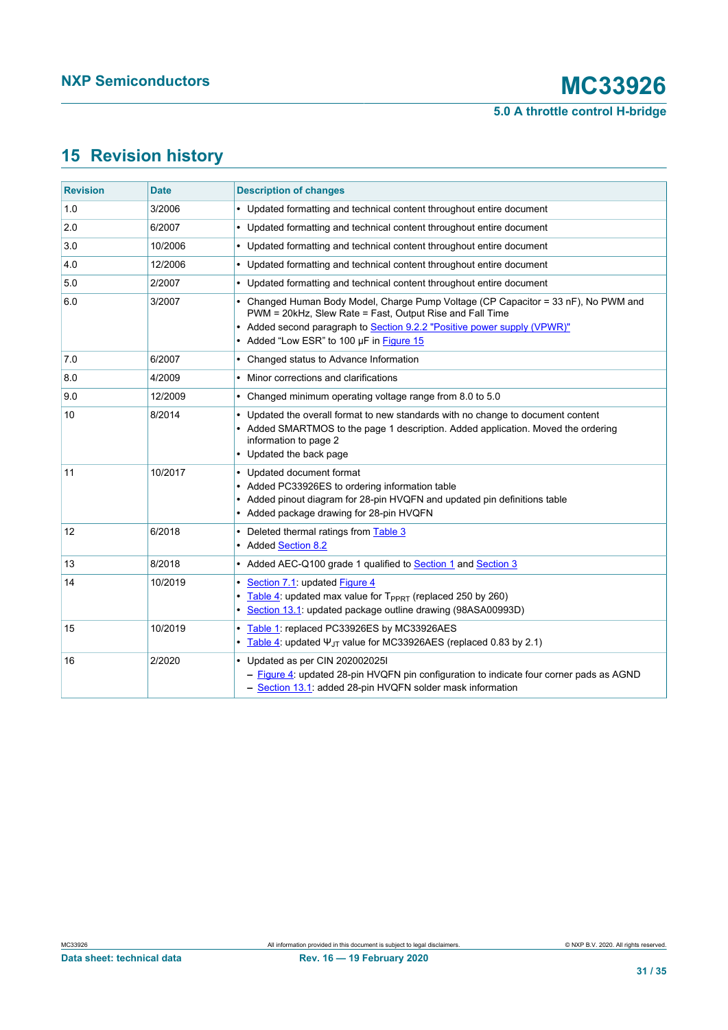## 15 Revision history

| Revision | Date | Description of changes |
|---|---|---|
| 1.0 | 3/2006 | • Updated formatting and technical content throughout entire document |
| 2.0 | 6/2007 | • Updated formatting and technical content throughout entire document |
| 3.0 | 10/2006 | • Updated formatting and technical content throughout entire document |
| 4.0 | 12/2006 | • Updated formatting and technical content throughout entire document |
| 5.0 | 2/2007 | • Updated formatting and technical content throughout entire document |
| 6.0 | 3/2007 | • Changed Human Body Model, Charge Pump Voltage (CP Capacitor = 33 nF), No PWM and PWM = 20kHz, Slew Rate = Fast, Output Rise and Fall Time<br>• Added second paragraph to Section 9.2.2 "Positive power supply (VPWR)"<br>• Added "Low ESR" to 100 μF in Figure 15 |
| 7.0 | 6/2007 | • Changed status to Advance Information |
| 8.0 | 4/2009 | • Minor corrections and clarifications |
| 9.0 | 12/2009 | • Changed minimum operating voltage range from 8.0 to 5.0 |
| 10 | 8/2014 | • Updated the overall format to new standards with no change to document content<br>• Added SMARTMOS to the page 1 description. Added application. Moved the ordering information to page 2<br>• Updated the back page |
| 11 | 10/2017 | • Updated document format<br>• Added PC33926ES to ordering information table<br>• Added pinout diagram for 28-pin HVQFN and updated pin definitions table<br>• Added package drawing for 28-pin HVQFN |
| 12 | 6/2018 | • Deleted thermal ratings from Table 3<br>• Added Section 8.2 |
| 13 | 8/2018 | • Added AEC-Q100 grade 1 qualified to Section 1 and Section 3 |
| 14 | 10/2019 | • Section 7.1: updated Figure 4<br>• Table 4: updated max value for $T_{PPRT}$ (replaced 250 by 260)<br>• Section 13.1: updated package outline drawing (98ASA00993D) |
| 15 | 10/2019 | • Table 1: replaced PC33926ES by MC33926AES<br>• Table 4: updated $\Psi_{JT}$ value for MC33926AES (replaced 0.83 by 2.1) |
| 16 | 2/2020 | • Updated as per CIN 202002025I<br>– Figure 4: updated 28-pin HVQFN pin configuration to indicate four corner pads as AGND<br>– Section 13.1: added 28-pin HVQFN solder mask information |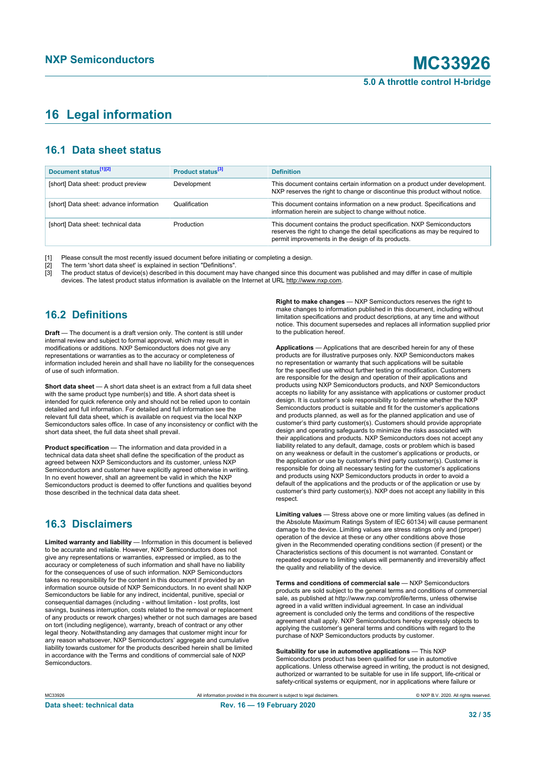# 16 Legal information

## 16.1 Data sheet status

| Document status[1][2] | Product status[3] | Definition |
|---|---|---|
| [short] Data sheet: product preview | Development | This document contains certain information on a product under development. NXP reserves the right to change or discontinue this product without notice. |
| [short] Data sheet: advance information | Qualification | This document contains information on a new product. Specifications and information herein are subject to change without notice. |
| [short] Data sheet: technical data | Production | This document contains the product specification. NXP Semiconductors reserves the right to change the detail specifications as may be required to permit improvements in the design of its products. |

[1] Please consult the most recently issued document before initiating or completing a design.
[2] The term 'short data sheet' is explained in section "Definitions".
[3] The product status of device(s) described in this document may have changed since this document was published and may differ in case of multiple devices. The latest product status information is available on the Internet at URL http://www.nxp.com.

## 16.2 Definitions

**Draft** — The document is a draft version only. The content is still under internal review and subject to formal approval, which may result in modifications or additions. NXP Semiconductors does not give any representations or warranties as to the accuracy or completeness of information included herein and shall have no liability for the consequences of use of such information.

**Short data sheet** — A short data sheet is an extract from a full data sheet with the same product type number(s) and title. A short data sheet is intended for quick reference only and should not be relied upon to contain detailed and full information. For detailed and full information see the relevant full data sheet, which is available on request via the local NXP Semiconductors sales office. In case of any inconsistency or conflict with the short data sheet, the full data sheet shall prevail.

**Product specification** — The information and data provided in a technical data data sheet shall define the specification of the product as agreed between NXP Semiconductors and its customer, unless NXP Semiconductors and customer have explicitly agreed otherwise in writing. In no event however, shall an agreement be valid in which the NXP Semiconductors product is deemed to offer functions and qualities beyond those described in the technical data data sheet.

## 16.3 Disclaimers

**Limited warranty and liability** — Information in this document is believed to be accurate and reliable. However, NXP Semiconductors does not give any representations or warranties, expressed or implied, as to the accuracy or completeness of such information and shall have no liability for the consequences of use of such information. NXP Semiconductors takes no responsibility for the content in this document if provided by an information source outside of NXP Semiconductors. In no event shall NXP Semiconductors be liable for any indirect, incidental, punitive, special or consequential damages (including - without limitation - lost profits, lost savings, business interruption, costs related to the removal or replacement of any products or rework charges) whether or not such damages are based on tort (including negligence), warranty, breach of contract or any other legal theory. Notwithstanding any damages that customer might incur for any reason whatsoever, NXP Semiconductors' aggregate and cumulative liability towards customer for the products described herein shall be limited in accordance with the Terms and conditions of commercial sale of NXP Semiconductors.

**Right to make changes** — NXP Semiconductors reserves the right to make changes to information published in this document, including without limitation specifications and product descriptions, at any time and without notice. This document supersedes and replaces all information supplied prior to the publication hereof.

**Applications** — Applications that are described herein for any of these products are for illustrative purposes only. NXP Semiconductors makes no representation or warranty that such applications will be suitable for the specified use without further testing or modification. Customers are responsible for the design and operation of their applications and products using NXP Semiconductors products, and NXP Semiconductors accepts no liability for any assistance with applications or customer product design. It is customer's sole responsibility to determine whether the NXP Semiconductors product is suitable and fit for the customer's applications and products planned, as well as for the planned application and use of customer's third party customer(s). Customers should provide appropriate design and operating safeguards to minimize the risks associated with their applications and products. NXP Semiconductors does not accept any liability related to any default, damage, costs or problem which is based on any weakness or default in the customer's applications or products, or the application or use by customer's third party customer(s). Customer is responsible for doing all necessary testing for the customer's applications and products using NXP Semiconductors products in order to avoid a default of the applications and the products or of the application or use by customer's third party customer(s). NXP does not accept any liability in this respect.

**Limiting values** — Stress above one or more limiting values (as defined in the Absolute Maximum Ratings System of IEC 60134) will cause permanent damage to the device. Limiting values are stress ratings only and (proper) operation of the device at these or any other conditions above those given in the Recommended operating conditions section (if present) or the Characteristics sections of this document is not warranted. Constant or repeated exposure to limiting values will permanently and irreversibly affect the quality and reliability of the device.

**Terms and conditions of commercial sale** — NXP Semiconductors products are sold subject to the general terms and conditions of commercial sale, as published at http://www.nxp.com/profile/terms, unless otherwise agreed in a valid written individual agreement. In case an individual agreement is concluded only the terms and conditions of the respective agreement shall apply. NXP Semiconductors hereby expressly objects to applying the customer's general terms and conditions with regard to the purchase of NXP Semiconductors products by customer.

**Suitability for use in automotive applications** — This NXP Semiconductors product has been qualified for use in automotive applications. Unless otherwise agreed in writing, the product is not designed, authorized or warranted to be suitable for use in life support, life-critical or safety-critical systems or equipment, nor in applications where failure or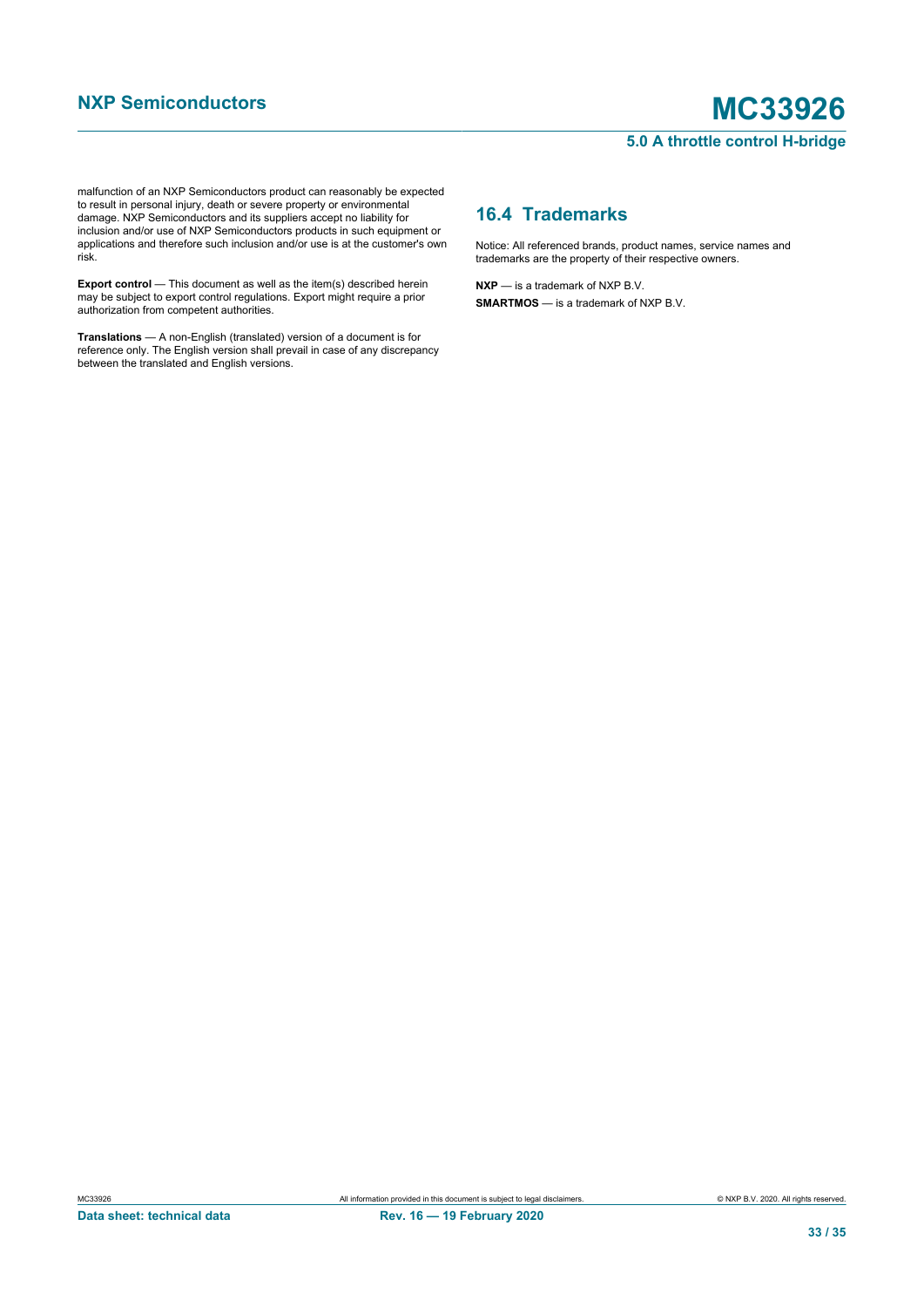malfunction of an NXP Semiconductors product can reasonably be expected to result in personal injury, death or severe property or environmental damage. NXP Semiconductors and its suppliers accept no liability for inclusion and/or use of NXP Semiconductors products in such equipment or applications and therefore such inclusion and/or use is at the customer's own risk.

**Export control** — This document as well as the item(s) described herein may be subject to export control regulations. Export might require a prior authorization from competent authorities.

**Translations** — A non-English (translated) version of a document is for reference only. The English version shall prevail in case of any discrepancy between the translated and English versions.

## 16.4 Trademarks

Notice: All referenced brands, product names, service names and trademarks are the property of their respective owners.

**NXP** — is a trademark of NXP B.V.

**SMARTMOS** — is a trademark of NXP B.V.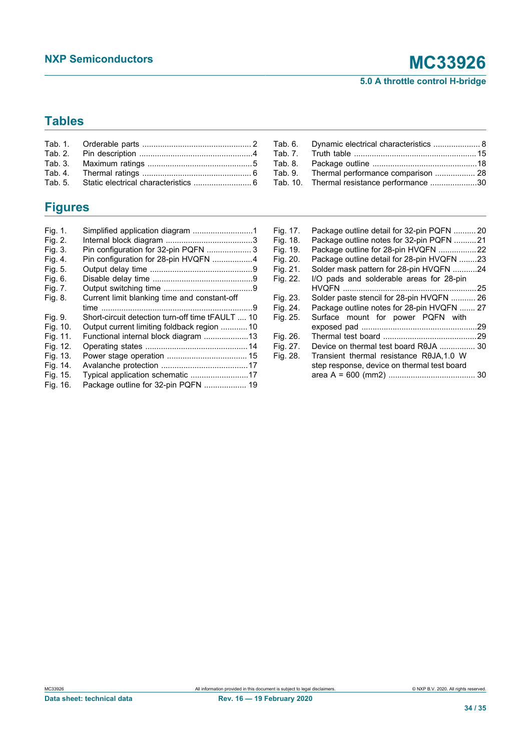## Tables

Tab. 1. Orderable parts .......................................................2
Tab. 2. Pin description .......................................................4
Tab. 3. Maximum ratings .......................................................5
Tab. 4. Thermal ratings .......................................................6
Tab. 5. Static electrical characteristics ..........................6
Tab. 6. Dynamic electrical characteristics .....................8
Tab. 7. Truth table .......................................................15
Tab. 8. Package outline .......................................................18
Tab. 9. Thermal performance comparison ..................28
Tab. 10. Thermal resistance performance .....................30

## Figures

Fig. 1. Simplified application diagram ...........................1
Fig. 2. Internal block diagram .......................................3
Fig. 3. Pin configuration for 32-pin PQFN ....................3
Fig. 4. Pin configuration for 28-pin HVQFN ..................4
Fig. 5. Output delay time ...............................................9
Fig. 6. Disable delay time ..............................................9
Fig. 7. Output switching time .........................................9
Fig. 8. Current limit blanking time and constant-off time .......................................................................9
Fig. 9. Short-circuit detection turn-off time tFAULT .... 10
Fig. 10. Output current limiting foldback region ............10
Fig. 11. Functional internal block diagram ....................13
Fig. 12. Operating states ..............................................14
Fig. 13. Power stage operation ....................................15
Fig. 14. Avalanche protection .......................................17
Fig. 15. Typical application schematic ..........................17
Fig. 16. Package outline for 32-pin PQFN ...................19
Fig. 17. Package outline detail for 32-pin PQFN ..........20
Fig. 18. Package outline notes for 32-pin PQFN ..........21
Fig. 19. Package outline for 28-pin HVQFN .................22
Fig. 20. Package outline detail for 28-pin HVQFN ........23
Fig. 21. Solder mask pattern for 28-pin HVQFN ...........24
Fig. 22. I/O pads and solderable areas for 28-pin HVQFN ..........................................................25
Fig. 23. Solder paste stencil for 28-pin HVQFN ...........26
Fig. 24. Package outline notes for 28-pin HVQFN .......27
Fig. 25. Surface mount for power PQFN with exposed pad ....................................................29
Fig. 26. Thermal test board ..........................................29
Fig. 27. Device on thermal test board RθJA ................30
Fig. 28. Transient thermal resistance RθJA,1.0 W step response, device on thermal test board area A = 600 (mm2) .......................................30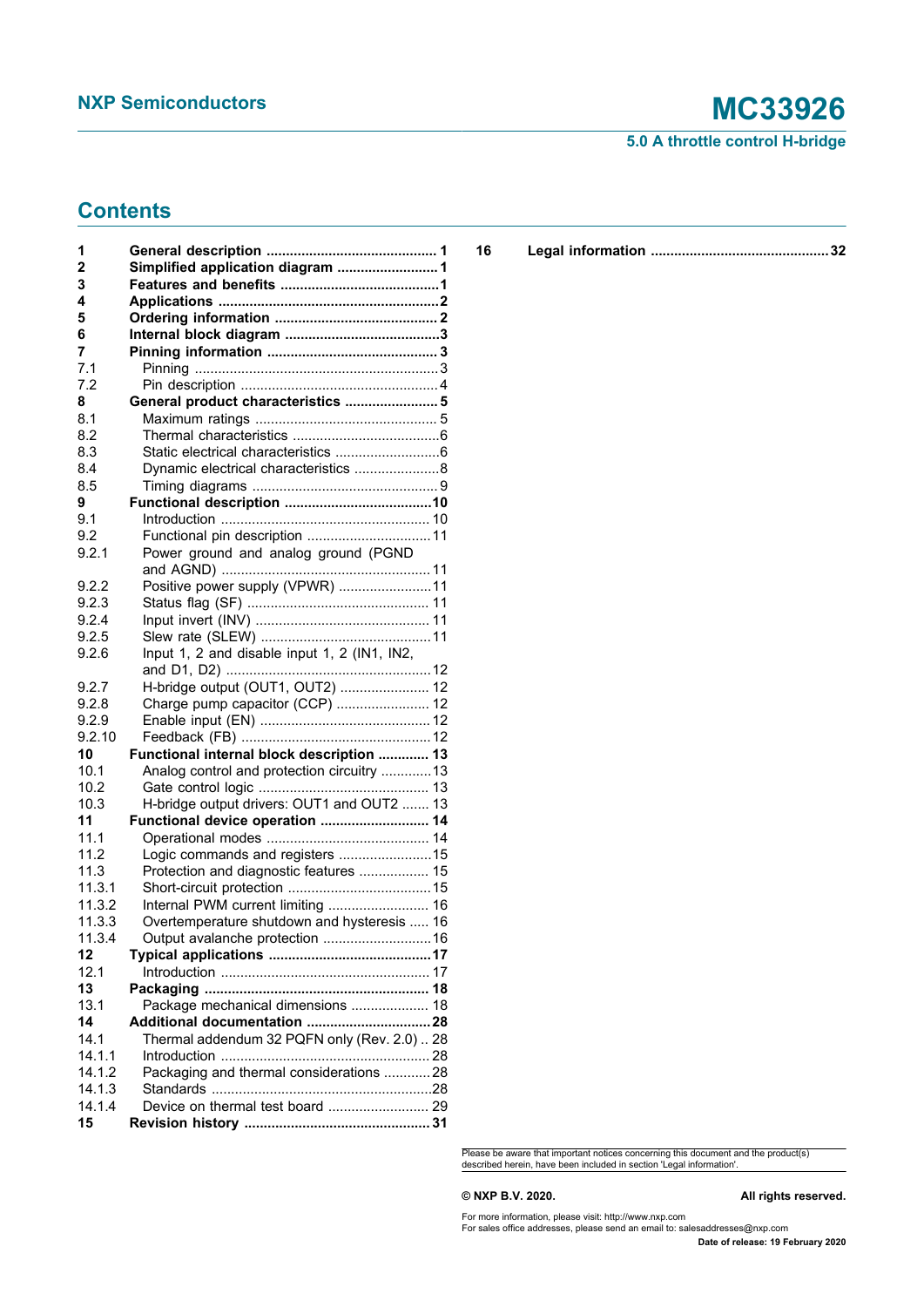## Contents

| | | |
|---|---|---|
| **1** | **General description** | **1** |
| **2** | **Simplified application diagram** | **1** |
| **3** | **Features and benefits** | **1** |
| **4** | **Applications** | **2** |
| **5** | **Ordering information** | **2** |
| **6** | **Internal block diagram** | **3** |
| **7** | **Pinning information** | **3** |
| 7.1 | Pinning | 3 |
| 7.2 | Pin description | 4 |
| **8** | **General product characteristics** | **5** |
| 8.1 | Maximum ratings | 5 |
| 8.2 | Thermal characteristics | 6 |
| 8.3 | Static electrical characteristics | 6 |
| 8.4 | Dynamic electrical characteristics | 8 |
| 8.5 | Timing diagrams | 9 |
| **9** | **Functional description** | **10** |
| 9.1 | Introduction | 10 |
| 9.2 | Functional pin description | 11 |
| 9.2.1 | Power ground and analog ground (PGND and AGND) | 11 |
| 9.2.2 | Positive power supply (VPWR) | 11 |
| 9.2.3 | Status flag (SF) | 11 |
| 9.2.4 | Input invert (INV) | 11 |
| 9.2.5 | Slew rate (SLEW) | 11 |
| 9.2.6 | Input 1, 2 and disable input 1, 2 (IN1, IN2, and D1, D2) | 12 |
| 9.2.7 | H-bridge output (OUT1, OUT2) | 12 |
| 9.2.8 | Charge pump capacitor (CCP) | 12 |
| 9.2.9 | Enable input (EN) | 12 |
| 9.2.10 | Feedback (FB) | 12 |
| **10** | **Functional internal block description** | **13** |
| 10.1 | Analog control and protection circuitry | 13 |
| 10.2 | Gate control logic | 13 |
| 10.3 | H-bridge output drivers: OUT1 and OUT2 | 13 |
| **11** | **Functional device operation** | **14** |
| 11.1 | Operational modes | 14 |
| 11.2 | Logic commands and registers | 15 |
| 11.3 | Protection and diagnostic features | 15 |
| 11.3.1 | Short-circuit protection | 15 |
| 11.3.2 | Internal PWM current limiting | 16 |
| 11.3.3 | Overtemperature shutdown and hysteresis | 16 |
| 11.3.4 | Output avalanche protection | 16 |
| **12** | **Typical applications** | **17** |
| 12.1 | Introduction | 17 |
| **13** | **Packaging** | **18** |
| 13.1 | Package mechanical dimensions | 18 |
| **14** | **Additional documentation** | **28** |
| 14.1 | Thermal addendum 32 PQFN only (Rev. 2.0) | 28 |
| 14.1.1 | Introduction | 28 |
| 14.1.2 | Packaging and thermal considerations | 28 |
| 14.1.3 | Standards | 28 |
| 14.1.4 | Device on thermal test board | 29 |
| **15** | **Revision history** | **31** |
| **16** | **Legal information** | **32** |

Please be aware that important notices concerning this document and the product(s) described herein, have been included in section 'Legal information'.

**© NXP B.V. 2020.** **All rights reserved.**

For more information, please visit: http://www.nxp.com
For sales office addresses, please send an email to: salesaddresses@nxp.com

**Date of release: 19 February 2020**